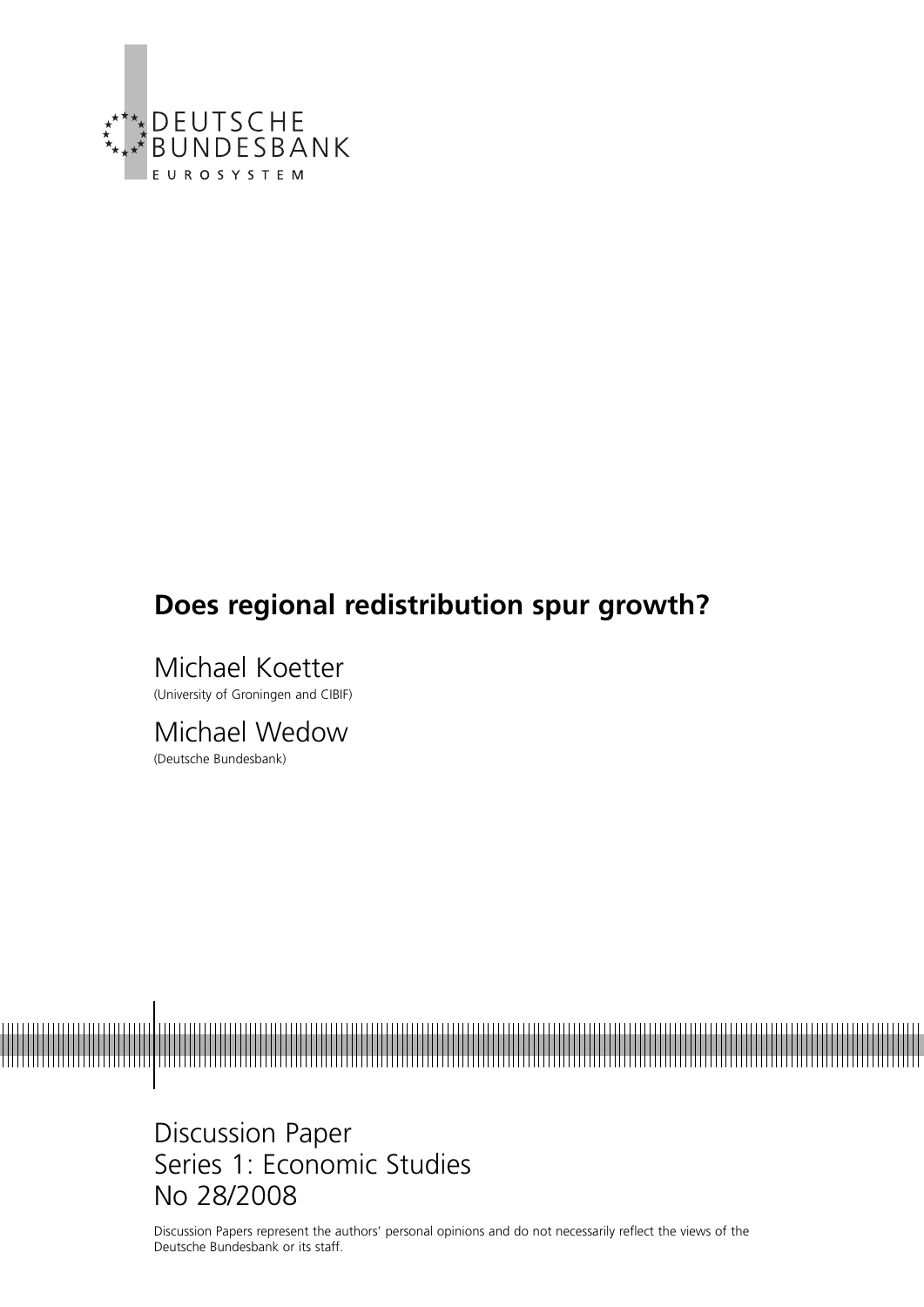DEUTSCHE
BUNDESBANK
EUROSYSTEM

# Does regional redistribution spur growth?

Michael Koetter
(University of Groningen and CIBIF)

Michael Wedow
(Deutsche Bundesbank)

Discussion Paper
Series 1: Economic Studies
No 28/2008

Discussion Papers represent the authors' personal opinions and do not necessarily reflect the views of the Deutsche Bundesbank or its staff.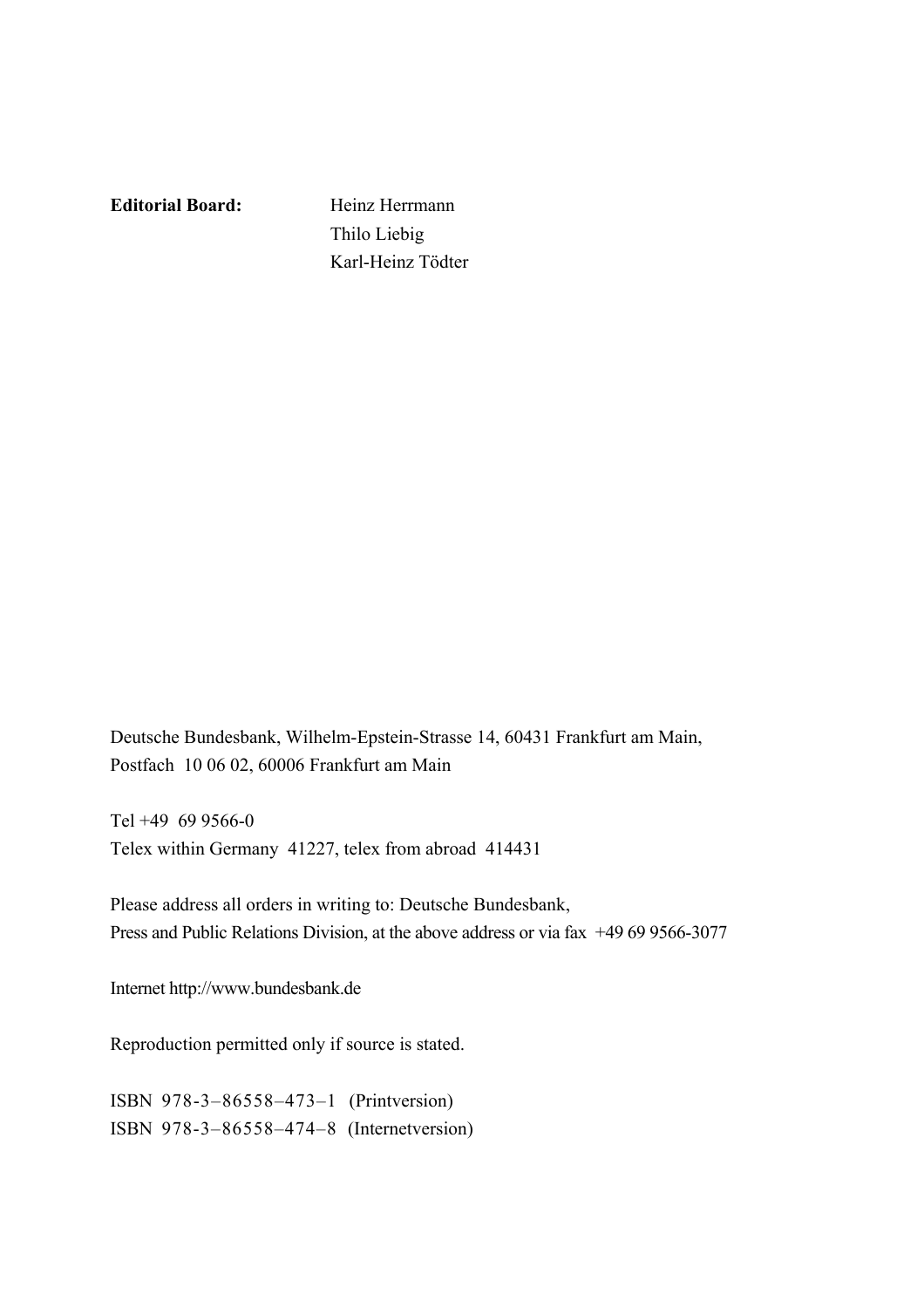**Editorial Board:** Heinz Herrmann
Thilo Liebig
Karl-Heinz Tödter

Deutsche Bundesbank, Wilhelm-Epstein-Strasse 14, 60431 Frankfurt am Main,
Postfach 10 06 02, 60006 Frankfurt am Main

Tel +49 69 9566-0
Telex within Germany 41227, telex from abroad 414431

Please address all orders in writing to: Deutsche Bundesbank,
Press and Public Relations Division, at the above address or via fax +49 69 9566-3077

Internet http://www.bundesbank.de

Reproduction permitted only if source is stated.

ISBN 978-3–86558–473–1 (Printversion)
ISBN 978-3–86558–474–8 (Internetversion)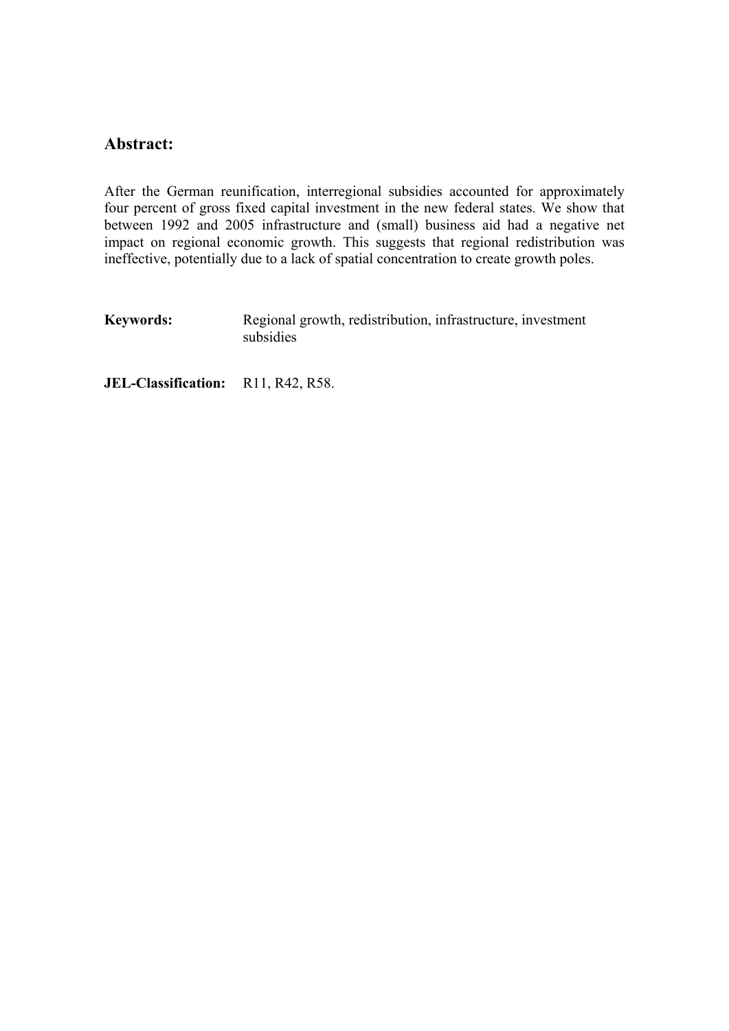## Abstract:

After the German reunification, interregional subsidies accounted for approximately four percent of gross fixed capital investment in the new federal states. We show that between 1992 and 2005 infrastructure and (small) business aid had a negative net impact on regional economic growth. This suggests that regional redistribution was ineffective, potentially due to a lack of spatial concentration to create growth poles.

**Keywords:** Regional growth, redistribution, infrastructure, investment subsidies

**JEL-Classification:** R11, R42, R58.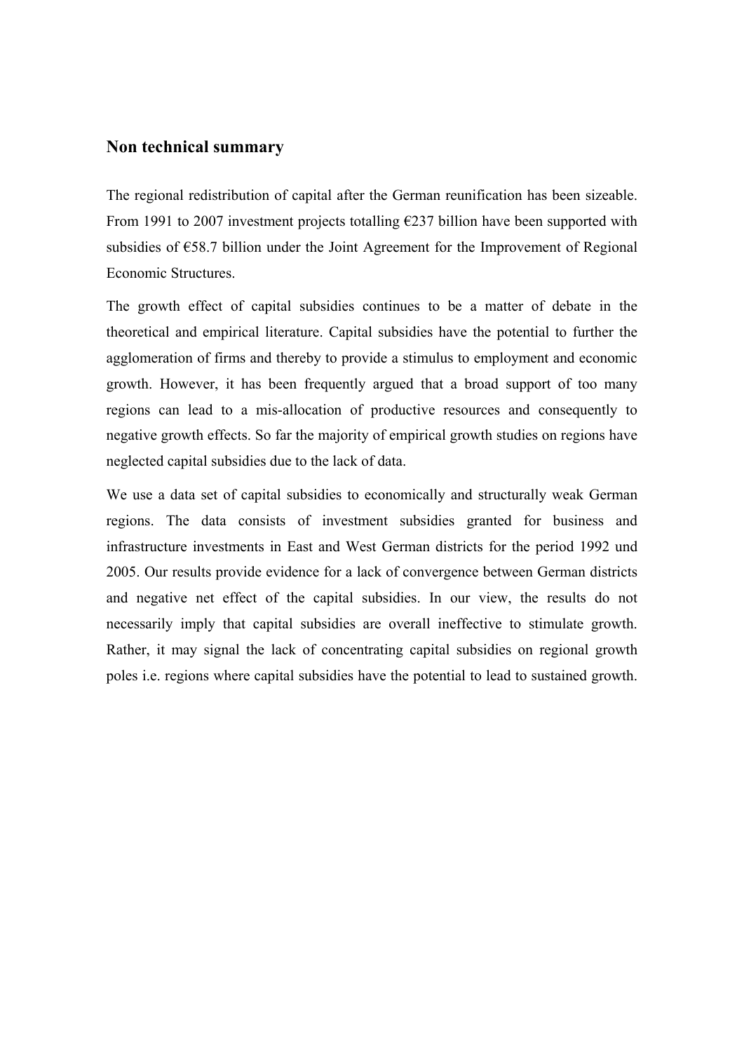## Non technical summary

The regional redistribution of capital after the German reunification has been sizeable. From 1991 to 2007 investment projects totalling €237 billion have been supported with subsidies of €58.7 billion under the Joint Agreement for the Improvement of Regional Economic Structures.

The growth effect of capital subsidies continues to be a matter of debate in the theoretical and empirical literature. Capital subsidies have the potential to further the agglomeration of firms and thereby to provide a stimulus to employment and economic growth. However, it has been frequently argued that a broad support of too many regions can lead to a mis-allocation of productive resources and consequently to negative growth effects. So far the majority of empirical growth studies on regions have neglected capital subsidies due to the lack of data.

We use a data set of capital subsidies to economically and structurally weak German regions. The data consists of investment subsidies granted for business and infrastructure investments in East and West German districts for the period 1992 und 2005. Our results provide evidence for a lack of convergence between German districts and negative net effect of the capital subsidies. In our view, the results do not necessarily imply that capital subsidies are overall ineffective to stimulate growth. Rather, it may signal the lack of concentrating capital subsidies on regional growth poles i.e. regions where capital subsidies have the potential to lead to sustained growth.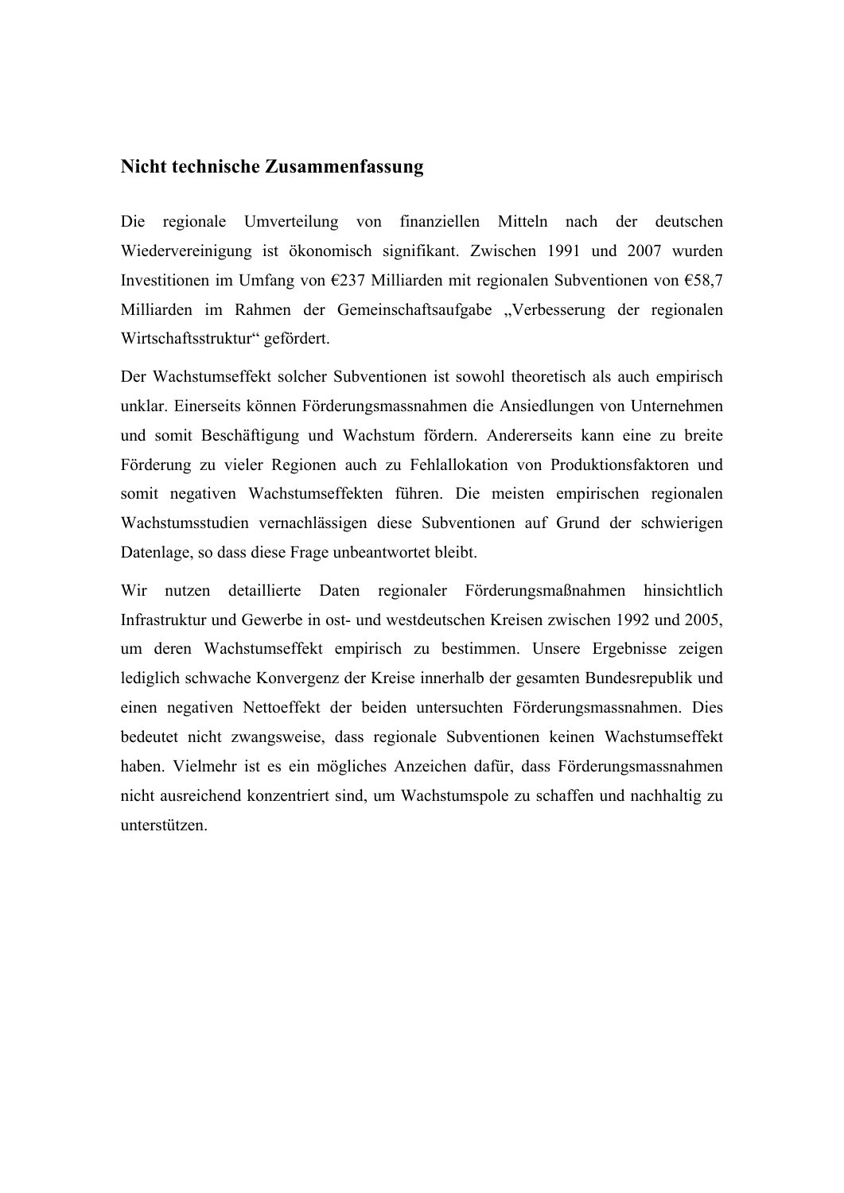## Nicht technische Zusammenfassung

Die regionale Umverteilung von finanziellen Mitteln nach der deutschen Wiedervereinigung ist ökonomisch signifikant. Zwischen 1991 und 2007 wurden Investitionen im Umfang von €237 Milliarden mit regionalen Subventionen von €58,7 Milliarden im Rahmen der Gemeinschaftsaufgabe „Verbesserung der regionalen Wirtschaftsstruktur" gefördert.

Der Wachstumseffekt solcher Subventionen ist sowohl theoretisch als auch empirisch unklar. Einerseits können Förderungsmassnahmen die Ansiedlungen von Unternehmen und somit Beschäftigung und Wachstum fördern. Andererseits kann eine zu breite Förderung zu vieler Regionen auch zu Fehlallokation von Produktionsfaktoren und somit negativen Wachstumseffekten führen. Die meisten empirischen regionalen Wachstumsstudien vernachlässigen diese Subventionen auf Grund der schwierigen Datenlage, so dass diese Frage unbeantwortet bleibt.

Wir nutzen detaillierte Daten regionaler Förderungsmaßnahmen hinsichtlich Infrastruktur und Gewerbe in ost- und westdeutschen Kreisen zwischen 1992 und 2005, um deren Wachstumseffekt empirisch zu bestimmen. Unsere Ergebnisse zeigen lediglich schwache Konvergenz der Kreise innerhalb der gesamten Bundesrepublik und einen negativen Nettoeffekt der beiden untersuchten Förderungsmassnahmen. Dies bedeutet nicht zwangsweise, dass regionale Subventionen keinen Wachstumseffekt haben. Vielmehr ist es ein mögliches Anzeichen dafür, dass Förderungsmassnahmen nicht ausreichend konzentriert sind, um Wachstumspole zu schaffen und nachhaltig zu unterstützen.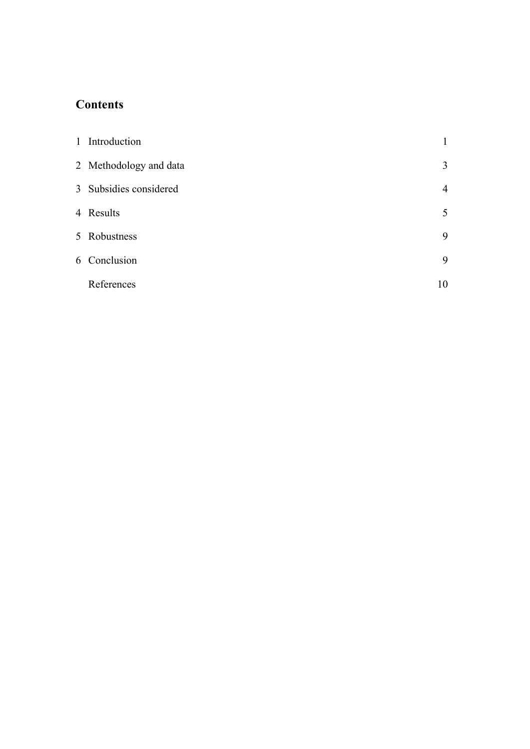## Contents

| | | |
|---|---|---|
| 1 | Introduction | 1 |
| 2 | Methodology and data | 3 |
| 3 | Subsidies considered | 4 |
| 4 | Results | 5 |
| 5 | Robustness | 9 |
| 6 | Conclusion | 9 |
| | References | 10 |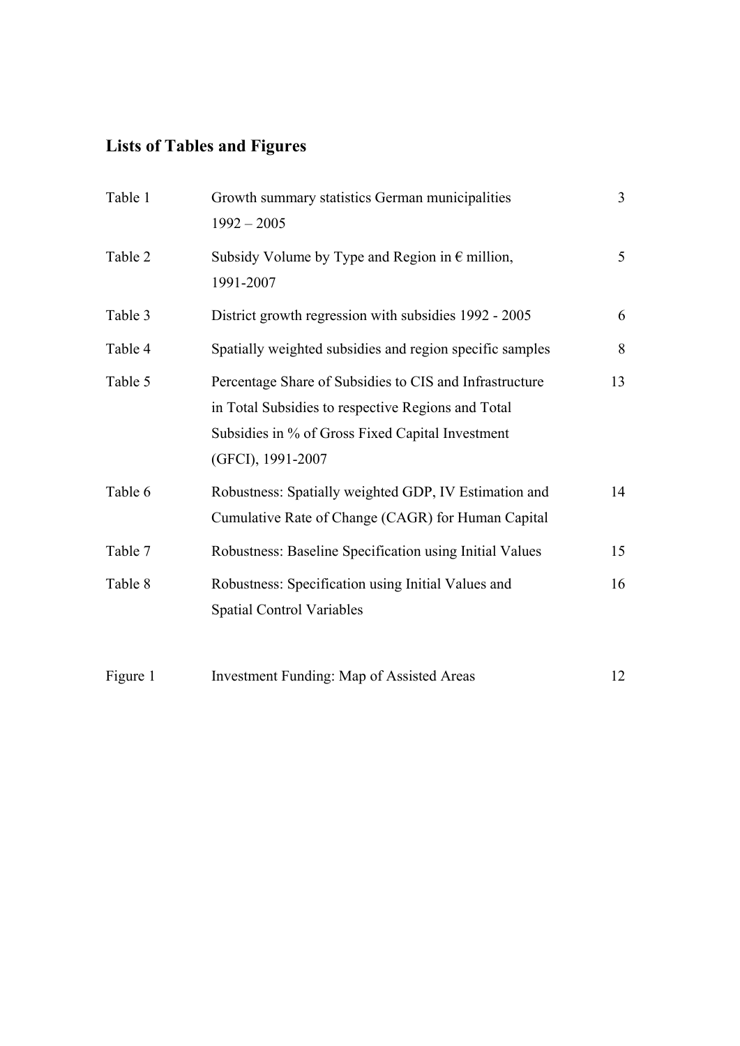## Lists of Tables and Figures

| | | |
|---|---|---|
| Table 1 | Growth summary statistics German municipalities 1992 – 2005 | 3 |
| Table 2 | Subsidy Volume by Type and Region in € million, 1991-2007 | 5 |
| Table 3 | District growth regression with subsidies 1992 - 2005 | 6 |
| Table 4 | Spatially weighted subsidies and region specific samples | 8 |
| Table 5 | Percentage Share of Subsidies to CIS and Infrastructure in Total Subsidies to respective Regions and Total Subsidies in % of Gross Fixed Capital Investment (GFCI), 1991-2007 | 13 |
| Table 6 | Robustness: Spatially weighted GDP, IV Estimation and Cumulative Rate of Change (CAGR) for Human Capital | 14 |
| Table 7 | Robustness: Baseline Specification using Initial Values | 15 |
| Table 8 | Robustness: Specification using Initial Values and Spatial Control Variables | 16 |

| | | |
|---|---|---|
| Figure 1 | Investment Funding: Map of Assisted Areas | 12 |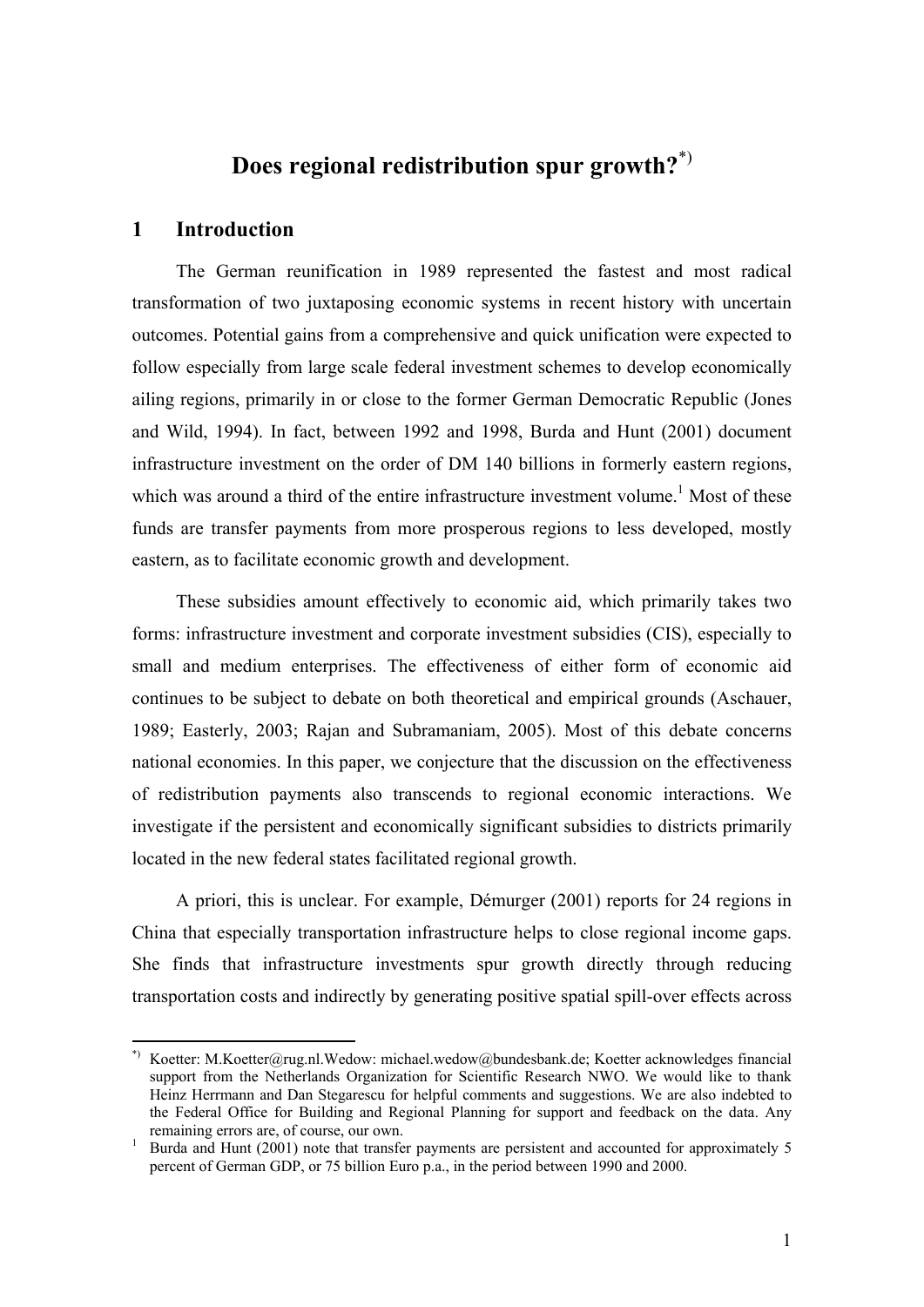# Does regional redistribution spur growth?[*)]

## 1 Introduction

The German reunification in 1989 represented the fastest and most radical transformation of two juxtaposing economic systems in recent history with uncertain outcomes. Potential gains from a comprehensive and quick unification were expected to follow especially from large scale federal investment schemes to develop economically ailing regions, primarily in or close to the former German Democratic Republic (Jones and Wild, 1994). In fact, between 1992 and 1998, Burda and Hunt (2001) document infrastructure investment on the order of DM 140 billions in formerly eastern regions, which was around a third of the entire infrastructure investment volume.[1] Most of these funds are transfer payments from more prosperous regions to less developed, mostly eastern, as to facilitate economic growth and development.

These subsidies amount effectively to economic aid, which primarily takes two forms: infrastructure investment and corporate investment subsidies (CIS), especially to small and medium enterprises. The effectiveness of either form of economic aid continues to be subject to debate on both theoretical and empirical grounds (Aschauer, 1989; Easterly, 2003; Rajan and Subramaniam, 2005). Most of this debate concerns national economies. In this paper, we conjecture that the discussion on the effectiveness of redistribution payments also transcends to regional economic interactions. We investigate if the persistent and economically significant subsidies to districts primarily located in the new federal states facilitated regional growth.

A priori, this is unclear. For example, Démurger (2001) reports for 24 regions in China that especially transportation infrastructure helps to close regional income gaps. She finds that infrastructure investments spur growth directly through reducing transportation costs and indirectly by generating positive spatial spill-over effects across

---

*) Koetter: M.Koetter@rug.nl.Wedow: michael.wedow@bundesbank.de; Koetter acknowledges financial support from the Netherlands Organization for Scientific Research NWO. We would like to thank Heinz Herrmann and Dan Stegarescu for helpful comments and suggestions. We are also indebted to the Federal Office for Building and Regional Planning for support and feedback on the data. Any remaining errors are, of course, our own.

1 Burda and Hunt (2001) note that transfer payments are persistent and accounted for approximately 5 percent of German GDP, or 75 billion Euro p.a., in the period between 1990 and 2000.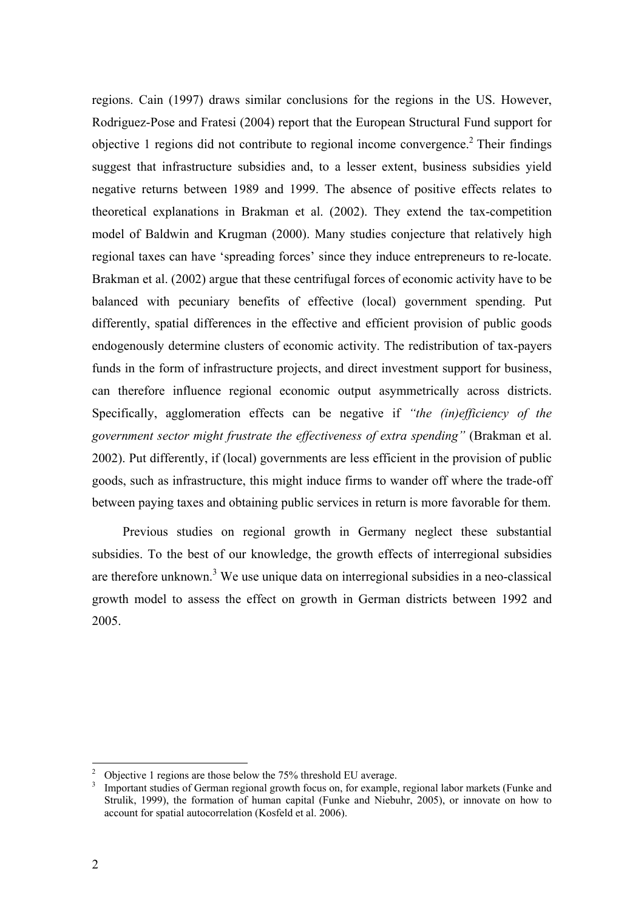regions. Cain (1997) draws similar conclusions for the regions in the US. However, Rodriguez-Pose and Fratesi (2004) report that the European Structural Fund support for objective 1 regions did not contribute to regional income convergence.[2] Their findings suggest that infrastructure subsidies and, to a lesser extent, business subsidies yield negative returns between 1989 and 1999. The absence of positive effects relates to theoretical explanations in Brakman et al. (2002). They extend the tax-competition model of Baldwin and Krugman (2000). Many studies conjecture that relatively high regional taxes can have 'spreading forces' since they induce entrepreneurs to re-locate. Brakman et al. (2002) argue that these centrifugal forces of economic activity have to be balanced with pecuniary benefits of effective (local) government spending. Put differently, spatial differences in the effective and efficient provision of public goods endogenously determine clusters of economic activity. The redistribution of tax-payers funds in the form of infrastructure projects, and direct investment support for business, can therefore influence regional economic output asymmetrically across districts. Specifically, agglomeration effects can be negative if *"the (in)efficiency of the government sector might frustrate the effectiveness of extra spending"* (Brakman et al. 2002). Put differently, if (local) governments are less efficient in the provision of public goods, such as infrastructure, this might induce firms to wander off where the trade-off between paying taxes and obtaining public services in return is more favorable for them.

Previous studies on regional growth in Germany neglect these substantial subsidies. To the best of our knowledge, the growth effects of interregional subsidies are therefore unknown.[3] We use unique data on interregional subsidies in a neo-classical growth model to assess the effect on growth in German districts between 1992 and 2005.

---

[2] Objective 1 regions are those below the 75% threshold EU average.

[3] Important studies of German regional growth focus on, for example, regional labor markets (Funke and Strulik, 1999), the formation of human capital (Funke and Niebuhr, 2005), or innovate on how to account for spatial autocorrelation (Kosfeld et al. 2006).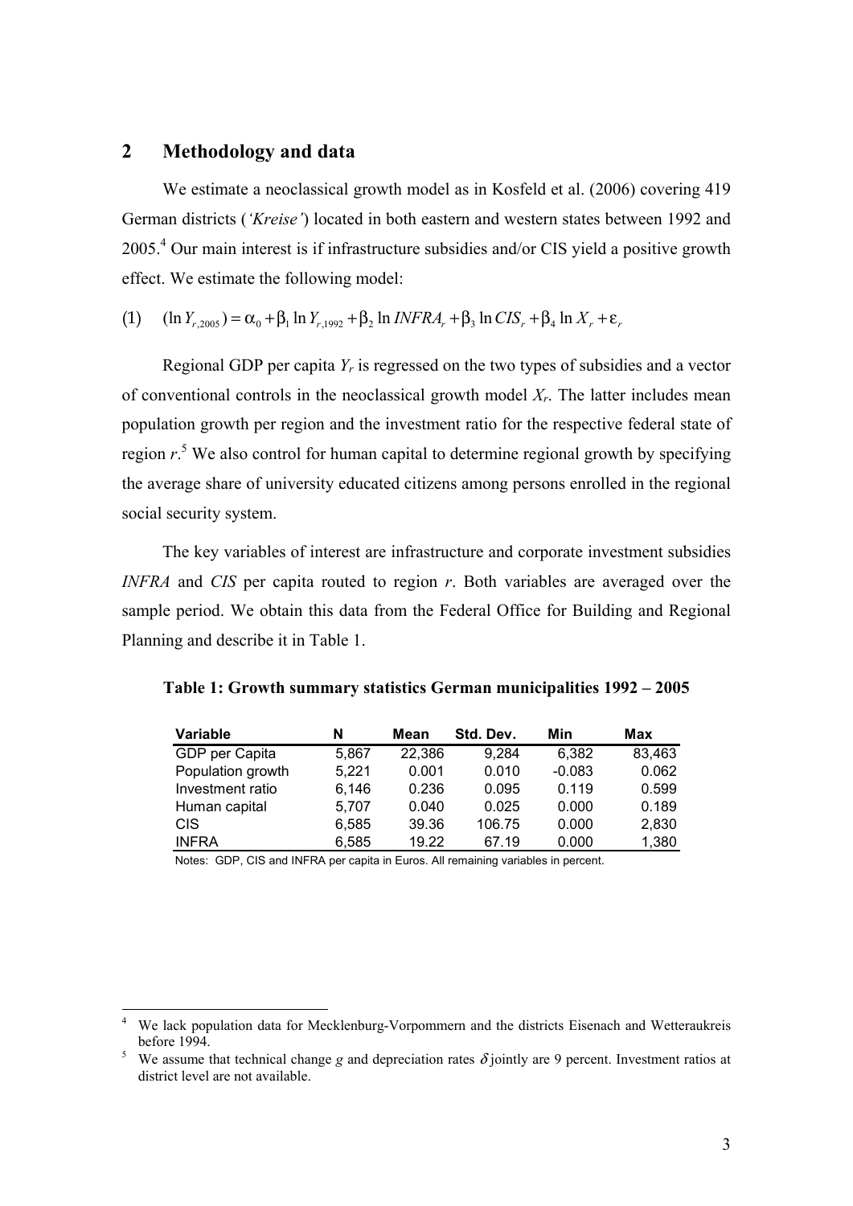## 2 Methodology and data

We estimate a neoclassical growth model as in Kosfeld et al. (2006) covering 419 German districts (*'Kreise'*) located in both eastern and western states between 1992 and 2005.[4] Our main interest is if infrastructure subsidies and/or CIS yield a positive growth effect. We estimate the following model:

$$(1) \quad (\ln Y_{r,2005}) = \alpha_0 + \beta_1 \ln Y_{r,1992} + \beta_2 \ln INFRA_r + \beta_3 \ln CIS_r + \beta_4 \ln X_r + \varepsilon_r$$

Regional GDP per capita $Y_r$ is regressed on the two types of subsidies and a vector of conventional controls in the neoclassical growth model $X_r$. The latter includes mean population growth per region and the investment ratio for the respective federal state of region $r$.[5] We also control for human capital to determine regional growth by specifying the average share of university educated citizens among persons enrolled in the regional social security system.

The key variables of interest are infrastructure and corporate investment subsidies *INFRA* and *CIS* per capita routed to region $r$. Both variables are averaged over the sample period. We obtain this data from the Federal Office for Building and Regional Planning and describe it in Table 1.

**Table 1: Growth summary statistics German municipalities 1992 – 2005**

| Variable | N | Mean | Std. Dev. | Min | Max |
|---|---|---|---|---|---|
| GDP per Capita | 5,867 | 22,386 | 9,284 | 6,382 | 83,463 |
| Population growth | 5,221 | 0.001 | 0.010 | -0.083 | 0.062 |
| Investment ratio | 6,146 | 0.236 | 0.095 | 0.119 | 0.599 |
| Human capital | 5,707 | 0.040 | 0.025 | 0.000 | 0.189 |
| CIS | 6,585 | 39.36 | 106.75 | 0.000 | 2,830 |
| INFRA | 6,585 | 19.22 | 67.19 | 0.000 | 1,380 |

Notes: GDP, CIS and INFRA per capita in Euros. All remaining variables in percent.

[4] We lack population data for Mecklenburg-Vorpommern and the districts Eisenach and Wetteraukreis before 1994.

[5] We assume that technical change $g$ and depreciation rates $\delta$ jointly are 9 percent. Investment ratios at district level are not available.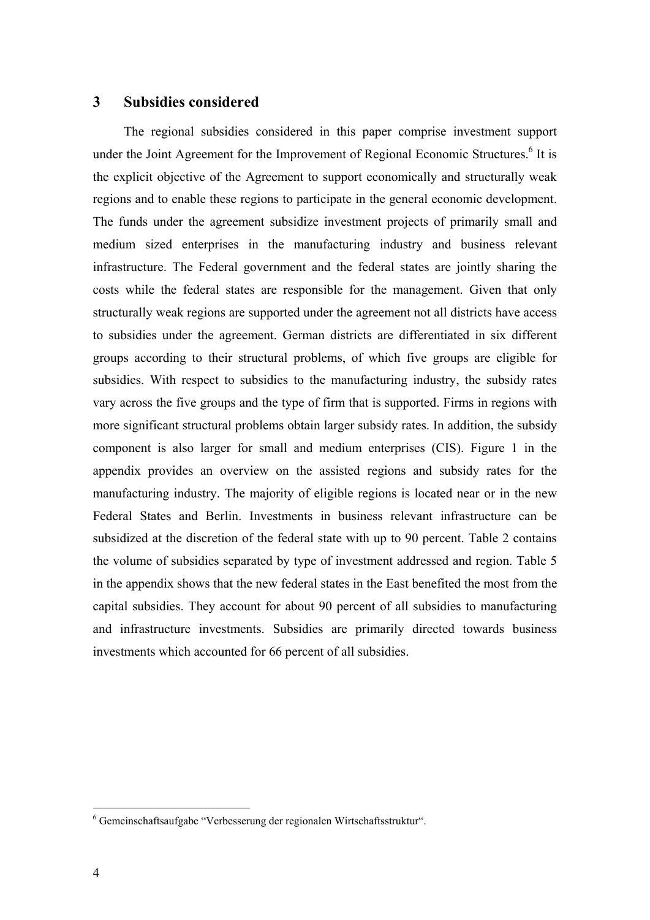## 3 Subsidies considered

The regional subsidies considered in this paper comprise investment support under the Joint Agreement for the Improvement of Regional Economic Structures.[6] It is the explicit objective of the Agreement to support economically and structurally weak regions and to enable these regions to participate in the general economic development. The funds under the agreement subsidize investment projects of primarily small and medium sized enterprises in the manufacturing industry and business relevant infrastructure. The Federal government and the federal states are jointly sharing the costs while the federal states are responsible for the management. Given that only structurally weak regions are supported under the agreement not all districts have access to subsidies under the agreement. German districts are differentiated in six different groups according to their structural problems, of which five groups are eligible for subsidies. With respect to subsidies to the manufacturing industry, the subsidy rates vary across the five groups and the type of firm that is supported. Firms in regions with more significant structural problems obtain larger subsidy rates. In addition, the subsidy component is also larger for small and medium enterprises (CIS). Figure 1 in the appendix provides an overview on the assisted regions and subsidy rates for the manufacturing industry. The majority of eligible regions is located near or in the new Federal States and Berlin. Investments in business relevant infrastructure can be subsidized at the discretion of the federal state with up to 90 percent. Table 2 contains the volume of subsidies separated by type of investment addressed and region. Table 5 in the appendix shows that the new federal states in the East benefited the most from the capital subsidies. They account for about 90 percent of all subsidies to manufacturing and infrastructure investments. Subsidies are primarily directed towards business investments which accounted for 66 percent of all subsidies.

[6] Gemeinschaftsaufgabe "Verbesserung der regionalen Wirtschaftsstruktur".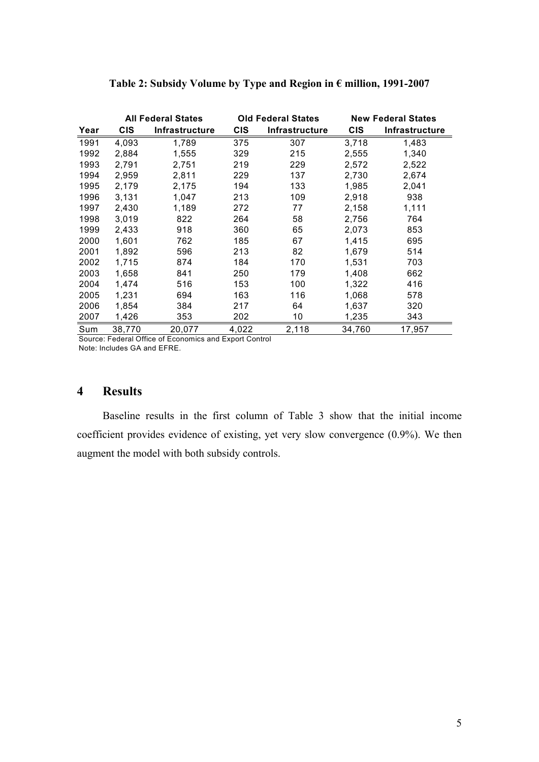**Table 2: Subsidy Volume by Type and Region in € million, 1991-2007**

| | All Federal States | | Old Federal States | | New Federal States | |
|---|---|---|---|---|---|---|
| Year | CIS | Infrastructure | CIS | Infrastructure | CIS | Infrastructure |
| 1991 | 4,093 | 1,789 | 375 | 307 | 3,718 | 1,483 |
| 1992 | 2,884 | 1,555 | 329 | 215 | 2,555 | 1,340 |
| 1993 | 2,791 | 2,751 | 219 | 229 | 2,572 | 2,522 |
| 1994 | 2,959 | 2,811 | 229 | 137 | 2,730 | 2,674 |
| 1995 | 2,179 | 2,175 | 194 | 133 | 1,985 | 2,041 |
| 1996 | 3,131 | 1,047 | 213 | 109 | 2,918 | 938 |
| 1997 | 2,430 | 1,189 | 272 | 77 | 2,158 | 1,111 |
| 1998 | 3,019 | 822 | 264 | 58 | 2,756 | 764 |
| 1999 | 2,433 | 918 | 360 | 65 | 2,073 | 853 |
| 2000 | 1,601 | 762 | 185 | 67 | 1,415 | 695 |
| 2001 | 1,892 | 596 | 213 | 82 | 1,679 | 514 |
| 2002 | 1,715 | 874 | 184 | 170 | 1,531 | 703 |
| 2003 | 1,658 | 841 | 250 | 179 | 1,408 | 662 |
| 2004 | 1,474 | 516 | 153 | 100 | 1,322 | 416 |
| 2005 | 1,231 | 694 | 163 | 116 | 1,068 | 578 |
| 2006 | 1,854 | 384 | 217 | 64 | 1,637 | 320 |
| 2007 | 1,426 | 353 | 202 | 10 | 1,235 | 343 |
| Sum | 38,770 | 20,077 | 4,022 | 2,118 | 34,760 | 17,957 |

Source: Federal Office of Economics and Export Control
Note: Includes GA and EFRE.

## 4 Results

Baseline results in the first column of Table 3 show that the initial income coefficient provides evidence of existing, yet very slow convergence (0.9%). We then augment the model with both subsidy controls.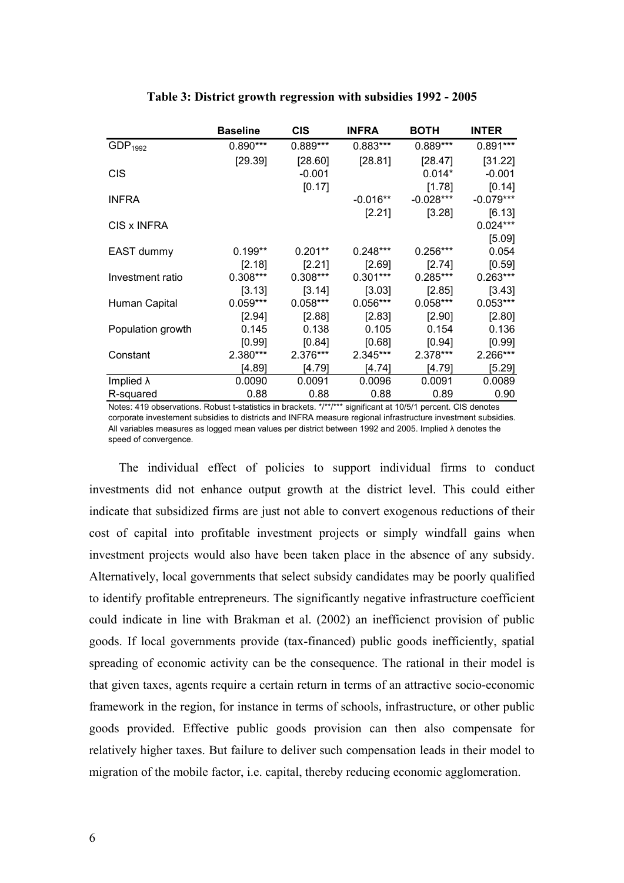**Table 3: District growth regression with subsidies 1992 - 2005**

| | **Baseline** | **CIS** | **INFRA** | **BOTH** | **INTER** |
|---|---|---|---|---|---|
| $GDP_{1992}$ | 0.890*** | 0.889*** | 0.883*** | 0.889*** | 0.891*** |
| | [29.39] | [28.60] | [28.81] | [28.47] | [31.22] |
| CIS | | -0.001 | | 0.014* | -0.001 |
| | | [0.17] | | [1.78] | [0.14] |
| INFRA | | | -0.016** | -0.028*** | -0.079*** |
| | | | [2.21] | [3.28] | [6.13] |
| CIS x INFRA | | | | | 0.024*** |
| | | | | | [5.09] |
| EAST dummy | 0.199** | 0.201** | 0.248*** | 0.256*** | 0.054 |
| | [2.18] | [2.21] | [2.69] | [2.74] | [0.59] |
| Investment ratio | 0.308*** | 0.308*** | 0.301*** | 0.285*** | 0.263*** |
| | [3.13] | [3.14] | [3.03] | [2.85] | [3.43] |
| Human Capital | 0.059*** | 0.058*** | 0.056*** | 0.058*** | 0.053*** |
| | [2.94] | [2.88] | [2.83] | [2.90] | [2.80] |
| Population growth | 0.145 | 0.138 | 0.105 | 0.154 | 0.136 |
| | [0.99] | [0.84] | [0.68] | [0.94] | [0.99] |
| Constant | 2.380*** | 2.376*** | 2.345*** | 2.378*** | 2.266*** |
| | [4.89] | [4.79] | [4.74] | [4.79] | [5.29] |
| Implied $\lambda$ | 0.0090 | 0.0091 | 0.0096 | 0.0091 | 0.0089 |
| R-squared | 0.88 | 0.88 | 0.88 | 0.89 | 0.90 |

Notes: 419 observations. Robust t-statistics in brackets. */**/*** significant at 10/5/1 percent. CIS denotes corporate investement subsidies to districts and INFRA measure regional infrastructure investment subsidies. All variables measures as logged mean values per district between 1992 and 2005. Implied $\lambda$ denotes the speed of convergence.

The individual effect of policies to support individual firms to conduct investments did not enhance output growth at the district level. This could either indicate that subsidized firms are just not able to convert exogenous reductions of their cost of capital into profitable investment projects or simply windfall gains when investment projects would also have been taken place in the absence of any subsidy. Alternatively, local governments that select subsidy candidates may be poorly qualified to identify profitable entrepreneurs. The significantly negative infrastructure coefficient could indicate in line with Brakman et al. (2002) an inefficienct provision of public goods. If local governments provide (tax-financed) public goods inefficiently, spatial spreading of economic activity can be the consequence. The rational in their model is that given taxes, agents require a certain return in terms of an attractive socio-economic framework in the region, for instance in terms of schools, infrastructure, or other public goods provided. Effective public goods provision can then also compensate for relatively higher taxes. But failure to deliver such compensation leads in their model to migration of the mobile factor, i.e. capital, thereby reducing economic agglomeration.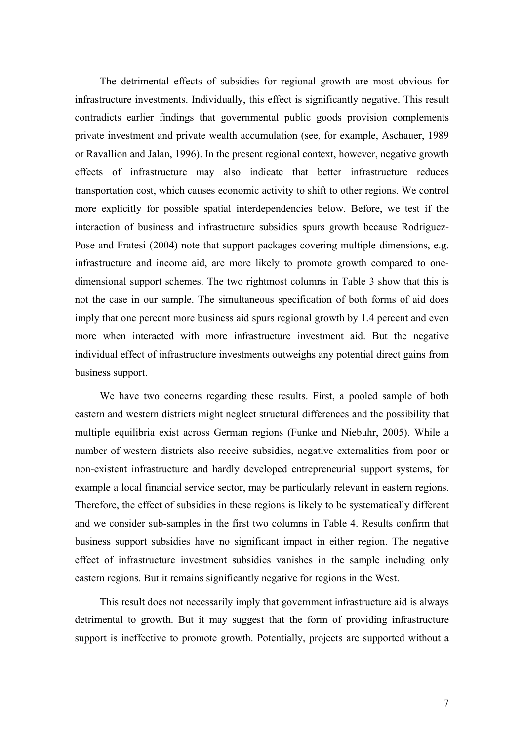The detrimental effects of subsidies for regional growth are most obvious for infrastructure investments. Individually, this effect is significantly negative. This result contradicts earlier findings that governmental public goods provision complements private investment and private wealth accumulation (see, for example, Aschauer, 1989 or Ravallion and Jalan, 1996). In the present regional context, however, negative growth effects of infrastructure may also indicate that better infrastructure reduces transportation cost, which causes economic activity to shift to other regions. We control more explicitly for possible spatial interdependencies below. Before, we test if the interaction of business and infrastructure subsidies spurs growth because Rodriguez-Pose and Fratesi (2004) note that support packages covering multiple dimensions, e.g. infrastructure and income aid, are more likely to promote growth compared to one-dimensional support schemes. The two rightmost columns in Table 3 show that this is not the case in our sample. The simultaneous specification of both forms of aid does imply that one percent more business aid spurs regional growth by 1.4 percent and even more when interacted with more infrastructure investment aid. But the negative individual effect of infrastructure investments outweighs any potential direct gains from business support.

We have two concerns regarding these results. First, a pooled sample of both eastern and western districts might neglect structural differences and the possibility that multiple equilibria exist across German regions (Funke and Niebuhr, 2005). While a number of western districts also receive subsidies, negative externalities from poor or non-existent infrastructure and hardly developed entrepreneurial support systems, for example a local financial service sector, may be particularly relevant in eastern regions. Therefore, the effect of subsidies in these regions is likely to be systematically different and we consider sub-samples in the first two columns in Table 4. Results confirm that business support subsidies have no significant impact in either region. The negative effect of infrastructure investment subsidies vanishes in the sample including only eastern regions. But it remains significantly negative for regions in the West.

This result does not necessarily imply that government infrastructure aid is always detrimental to growth. But it may suggest that the form of providing infrastructure support is ineffective to promote growth. Potentially, projects are supported without a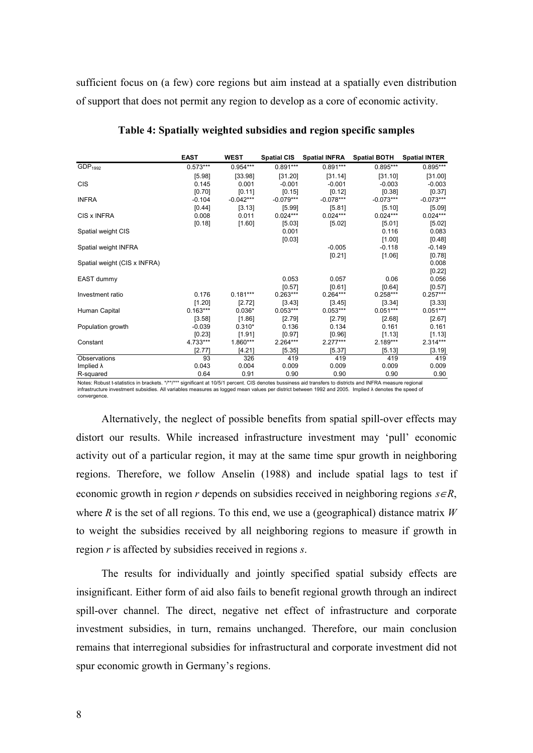sufficient focus on (a few) core regions but aim instead at a spatially even distribution of support that does not permit any region to develop as a core of economic activity.

**Table 4: Spatially weighted subsidies and region specific samples**

| | EAST | WEST | Spatial CIS | Spatial INFRA | Spatial BOTH | Spatial INTER |
|---|---|---|---|---|---|---|
| $GDP_{1992}$ | 0.573*** | 0.954*** | 0.891*** | 0.891*** | 0.895*** | 0.895*** |
| | [5.98] | [33.98] | [31.20] | [31.14] | [31.10] | [31.00] |
| CIS | 0.145 | 0.001 | -0.001 | -0.001 | -0.003 | -0.003 |
| | [0.70] | [0.11] | [0.15] | [0.12] | [0.38] | [0.37] |
| INFRA | -0.104 | -0.042*** | -0.079*** | -0.078*** | -0.073*** | -0.073*** |
| | [0.44] | [3.13] | [5.99] | [5.81] | [5.10] | [5.09] |
| CIS x INFRA | 0.008 | 0.011 | 0.024*** | 0.024*** | 0.024*** | 0.024*** |
| | [0.18] | [1.60] | [5.03] | [5.02] | [5.01] | [5.02] |
| Spatial weight CIS | | | 0.001 | | 0.116 | 0.083 |
| | | | [0.03] | | [1.00] | [0.48] |
| Spatial weight INFRA | | | | -0.005 | -0.118 | -0.149 |
| | | | | [0.21] | [1.06] | [0.78] |
| Spatial weight (CIS x INFRA) | | | | | | 0.008 |
| | | | | | | [0.22] |
| EAST dummy | | | 0.053 | 0.057 | 0.06 | 0.056 |
| | | | [0.57] | [0.61] | [0.64] | [0.57] |
| Investment ratio | 0.176 | 0.181*** | 0.263*** | 0.264*** | 0.258*** | 0.257*** |
| | [1.20] | [2.72] | [3.43] | [3.45] | [3.34] | [3.33] |
| Human Capital | 0.163*** | 0.036* | 0.053*** | 0.053*** | 0.051*** | 0.051*** |
| | [3.58] | [1.86] | [2.79] | [2.79] | [2.68] | [2.67] |
| Population growth | -0.039 | 0.310* | 0.136 | 0.134 | 0.161 | 0.161 |
| | [0.23] | [1.91] | [0.97] | [0.96] | [1.13] | [1.13] |
| Constant | 4.733*** | 1.860*** | 2.264*** | 2.277*** | 2.189*** | 2.314*** |
| | [2.77] | [4.21] | [5.35] | [5.37] | [5.13] | [3.19] |
| Observations | 93 | 326 | 419 | 419 | 419 | 419 |
| Implied λ | 0.043 | 0.004 | 0.009 | 0.009 | 0.009 | 0.009 |
| R-squared | 0.64 | 0.91 | 0.90 | 0.90 | 0.90 | 0.90 |

Notes: Robust t-statistics in brackets. */**/*** significant at 10/5/1 percent. CIS denotes bussiness aid transfers to districts and INFRA measure regional infrastructure investment subsidies. All variables measures as logged mean values per district between 1992 and 2005. Implied λ denotes the speed of convergence.

Alternatively, the neglect of possible benefits from spatial spill-over effects may distort our results. While increased infrastructure investment may 'pull' economic activity out of a particular region, it may at the same time spur growth in neighboring regions. Therefore, we follow Anselin (1988) and include spatial lags to test if economic growth in region *r* depends on subsidies received in neighboring regions $s \in R$, where *R* is the set of all regions. To this end, we use a (geographical) distance matrix *W* to weight the subsidies received by all neighboring regions to measure if growth in region *r* is affected by subsidies received in regions *s*.

The results for individually and jointly specified spatial subsidy effects are insignificant. Either form of aid also fails to benefit regional growth through an indirect spill-over channel. The direct, negative net effect of infrastructure and corporate investment subsidies, in turn, remains unchanged. Therefore, our main conclusion remains that interregional subsidies for infrastructural and corporate investment did not spur economic growth in Germany's regions.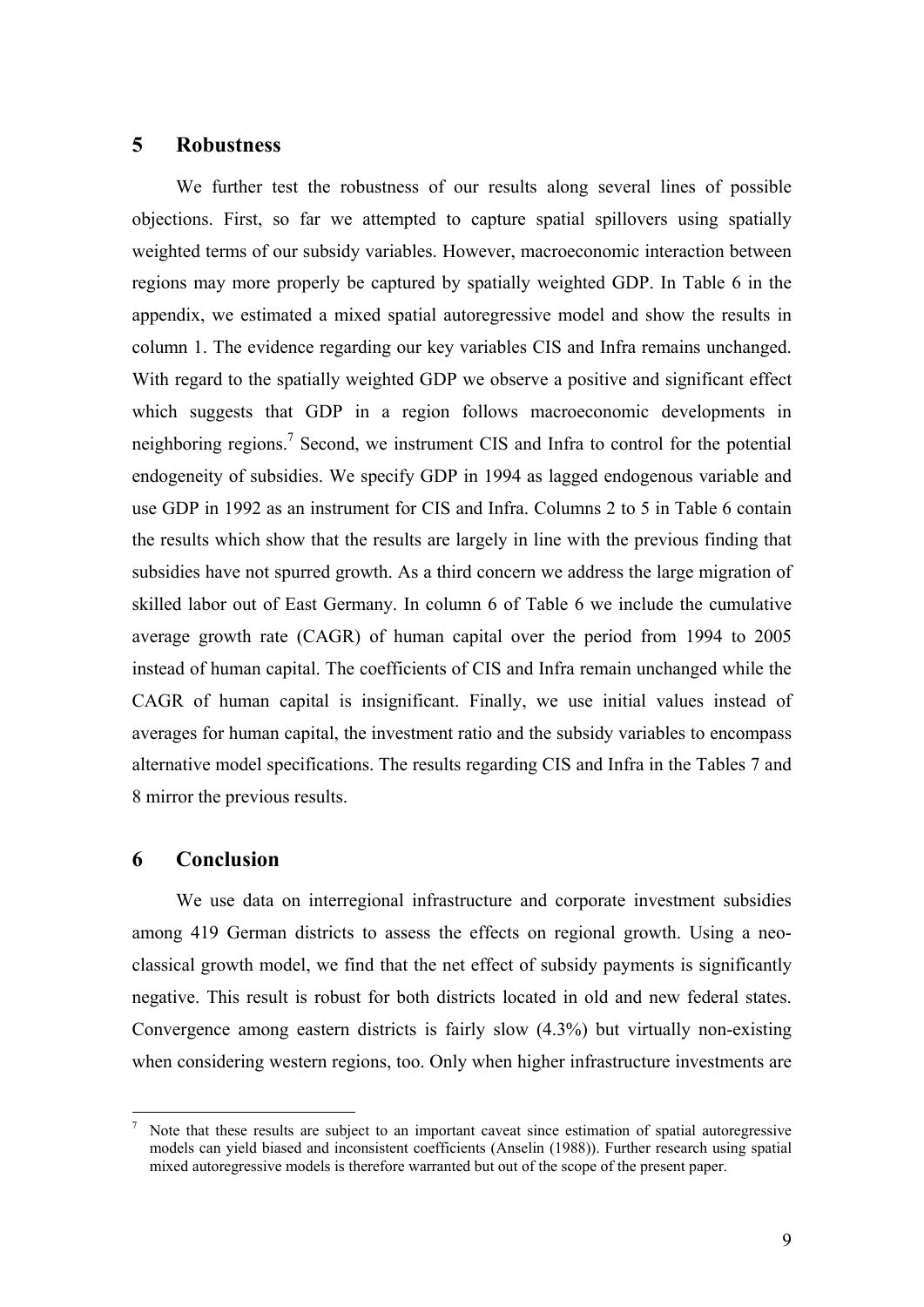## 5 Robustness

We further test the robustness of our results along several lines of possible objections. First, so far we attempted to capture spatial spillovers using spatially weighted terms of our subsidy variables. However, macroeconomic interaction between regions may more properly be captured by spatially weighted GDP. In Table 6 in the appendix, we estimated a mixed spatial autoregressive model and show the results in column 1. The evidence regarding our key variables CIS and Infra remains unchanged. With regard to the spatially weighted GDP we observe a positive and significant effect which suggests that GDP in a region follows macroeconomic developments in neighboring regions.[7] Second, we instrument CIS and Infra to control for the potential endogeneity of subsidies. We specify GDP in 1994 as lagged endogenous variable and use GDP in 1992 as an instrument for CIS and Infra. Columns 2 to 5 in Table 6 contain the results which show that the results are largely in line with the previous finding that subsidies have not spurred growth. As a third concern we address the large migration of skilled labor out of East Germany. In column 6 of Table 6 we include the cumulative average growth rate (CAGR) of human capital over the period from 1994 to 2005 instead of human capital. The coefficients of CIS and Infra remain unchanged while the CAGR of human capital is insignificant. Finally, we use initial values instead of averages for human capital, the investment ratio and the subsidy variables to encompass alternative model specifications. The results regarding CIS and Infra in the Tables 7 and 8 mirror the previous results.

## 6 Conclusion

We use data on interregional infrastructure and corporate investment subsidies among 419 German districts to assess the effects on regional growth. Using a neo-classical growth model, we find that the net effect of subsidy payments is significantly negative. This result is robust for both districts located in old and new federal states. Convergence among eastern districts is fairly slow (4.3%) but virtually non-existing when considering western regions, too. Only when higher infrastructure investments are

[7] Note that these results are subject to an important caveat since estimation of spatial autoregressive models can yield biased and inconsistent coefficients (Anselin (1988)). Further research using spatial mixed autoregressive models is therefore warranted but out of the scope of the present paper.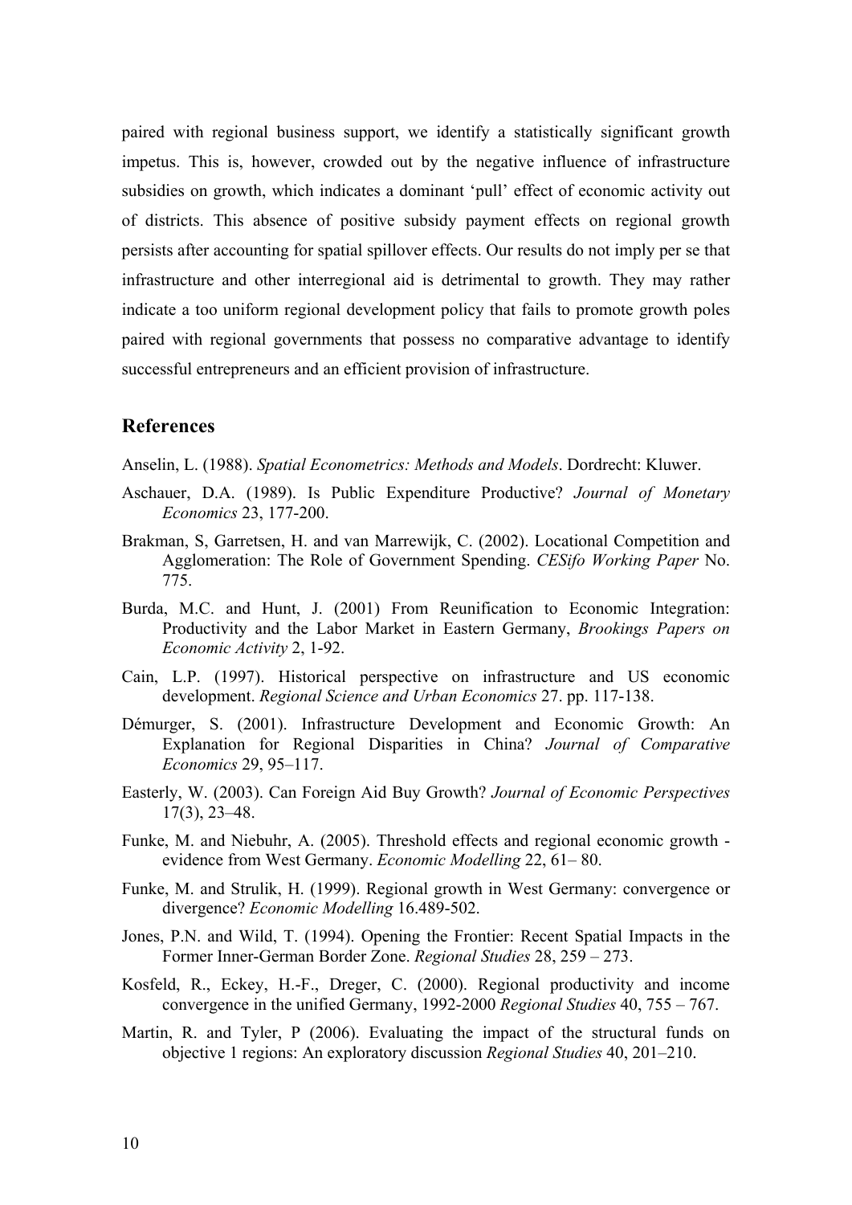paired with regional business support, we identify a statistically significant growth impetus. This is, however, crowded out by the negative influence of infrastructure subsidies on growth, which indicates a dominant 'pull' effect of economic activity out of districts. This absence of positive subsidy payment effects on regional growth persists after accounting for spatial spillover effects. Our results do not imply per se that infrastructure and other interregional aid is detrimental to growth. They may rather indicate a too uniform regional development policy that fails to promote growth poles paired with regional governments that possess no comparative advantage to identify successful entrepreneurs and an efficient provision of infrastructure.

## References

Anselin, L. (1988). *Spatial Econometrics: Methods and Models*. Dordrecht: Kluwer.

Aschauer, D.A. (1989). Is Public Expenditure Productive? *Journal of Monetary Economics* 23, 177-200.

Brakman, S, Garretsen, H. and van Marrewijk, C. (2002). Locational Competition and Agglomeration: The Role of Government Spending. *CESifo Working Paper* No. 775.

Burda, M.C. and Hunt, J. (2001) From Reunification to Economic Integration: Productivity and the Labor Market in Eastern Germany, *Brookings Papers on Economic Activity* 2, 1-92.

Cain, L.P. (1997). Historical perspective on infrastructure and US economic development. *Regional Science and Urban Economics* 27. pp. 117-138.

Démurger, S. (2001). Infrastructure Development and Economic Growth: An Explanation for Regional Disparities in China? *Journal of Comparative Economics* 29, 95–117.

Easterly, W. (2003). Can Foreign Aid Buy Growth? *Journal of Economic Perspectives* 17(3), 23–48.

Funke, M. and Niebuhr, A. (2005). Threshold effects and regional economic growth - evidence from West Germany. *Economic Modelling* 22, 61– 80.

Funke, M. and Strulik, H. (1999). Regional growth in West Germany: convergence or divergence? *Economic Modelling* 16.489-502.

Jones, P.N. and Wild, T. (1994). Opening the Frontier: Recent Spatial Impacts in the Former Inner-German Border Zone. *Regional Studies* 28, 259 – 273.

Kosfeld, R., Eckey, H.-F., Dreger, C. (2000). Regional productivity and income convergence in the unified Germany, 1992-2000 *Regional Studies* 40, 755 – 767.

Martin, R. and Tyler, P (2006). Evaluating the impact of the structural funds on objective 1 regions: An exploratory discussion *Regional Studies* 40, 201–210.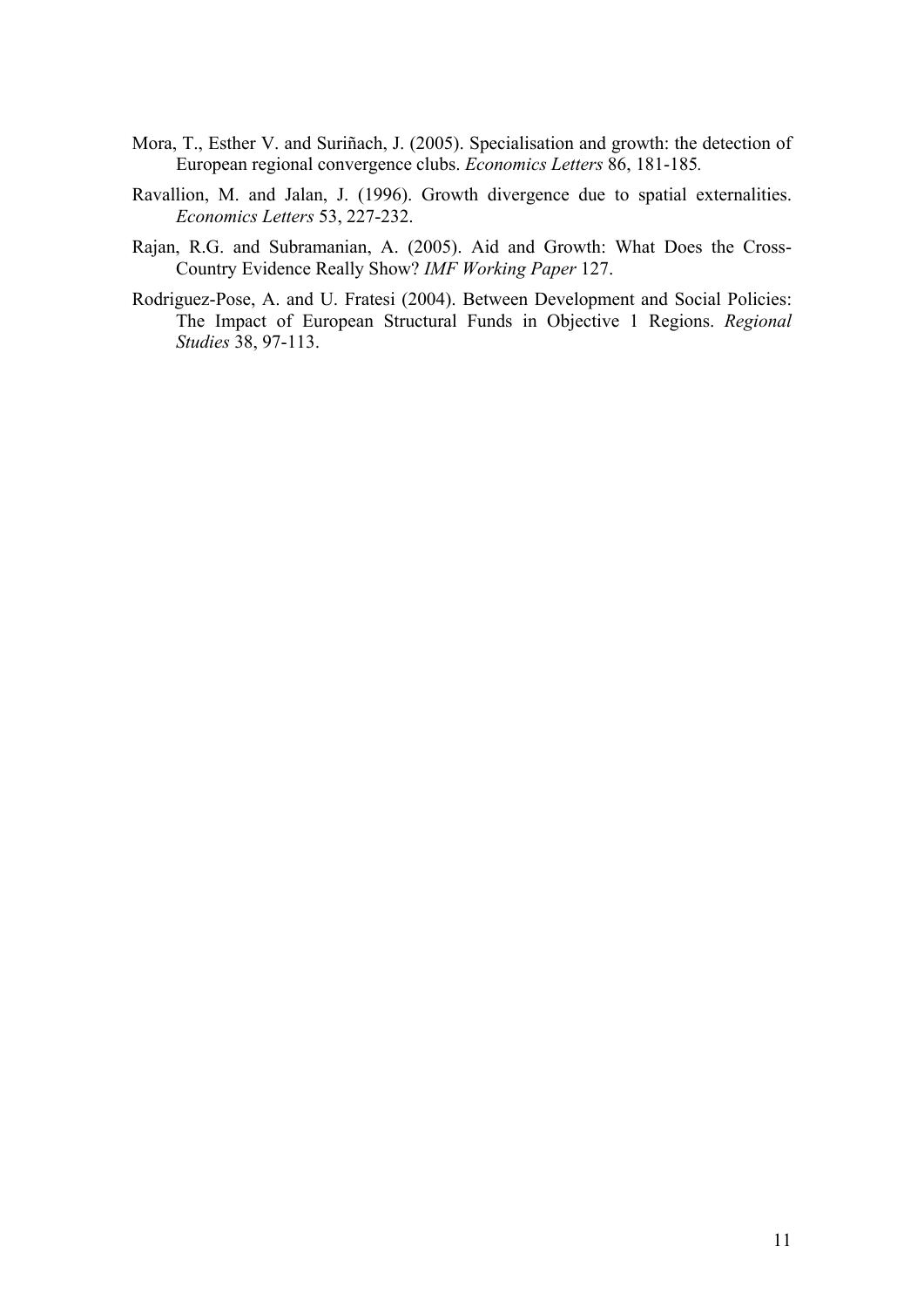Mora, T., Esther V. and Suriñach, J. (2005). Specialisation and growth: the detection of European regional convergence clubs. *Economics Letters* 86, 181-185.

Ravallion, M. and Jalan, J. (1996). Growth divergence due to spatial externalities. *Economics Letters* 53, 227-232.

Rajan, R.G. and Subramanian, A. (2005). Aid and Growth: What Does the Cross-Country Evidence Really Show? *IMF Working Paper* 127.

Rodriguez-Pose, A. and U. Fratesi (2004). Between Development and Social Policies: The Impact of European Structural Funds in Objective 1 Regions. *Regional Studies* 38, 97-113.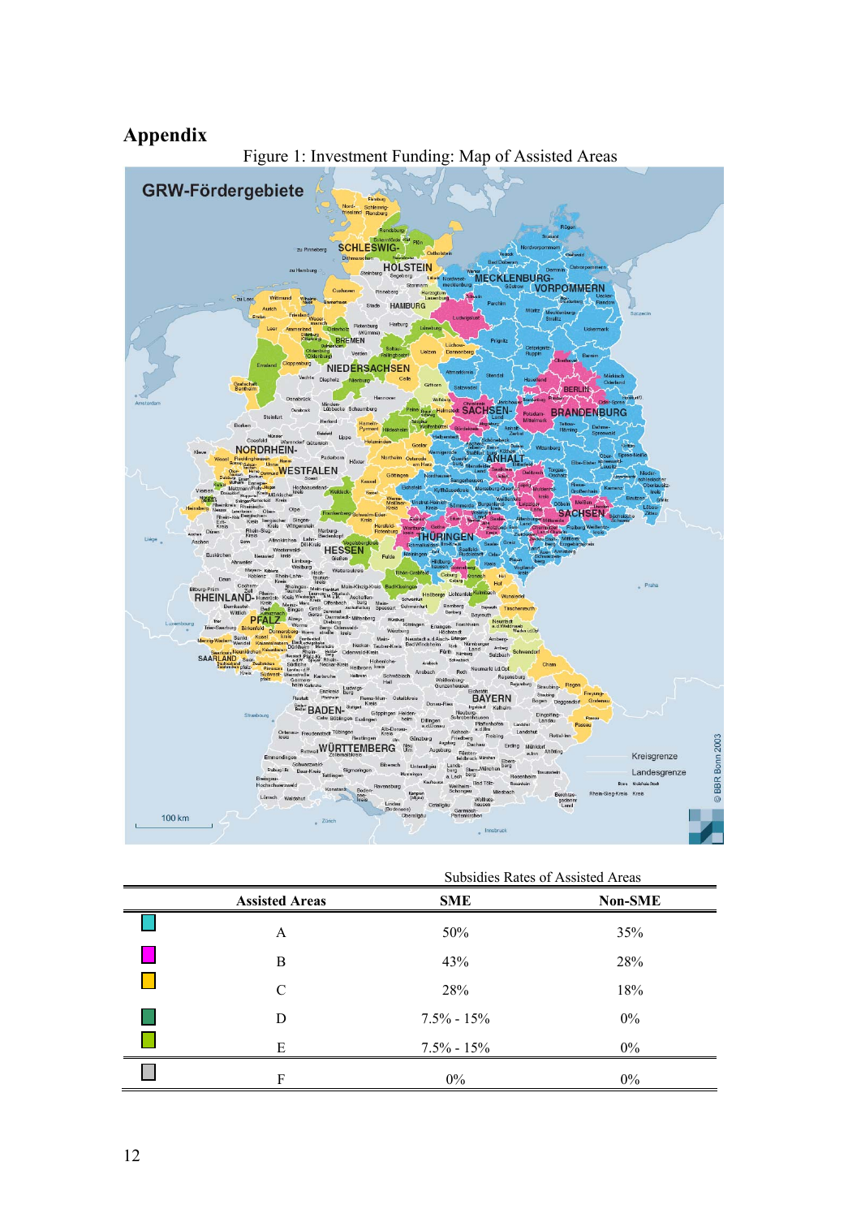# Appendix

Figure 1: Investment Funding: Map of Assisted Areas

Subsidies Rates of Assisted Areas

| Assisted Areas | SME | Non-SME |
|---|---|---|
| A | 50% | 35% |
| B | 43% | 28% |
| C | 28% | 18% |
| D | 7.5% - 15% | 0% |
| E | 7.5% - 15% | 0% |
| F | 0% | 0% |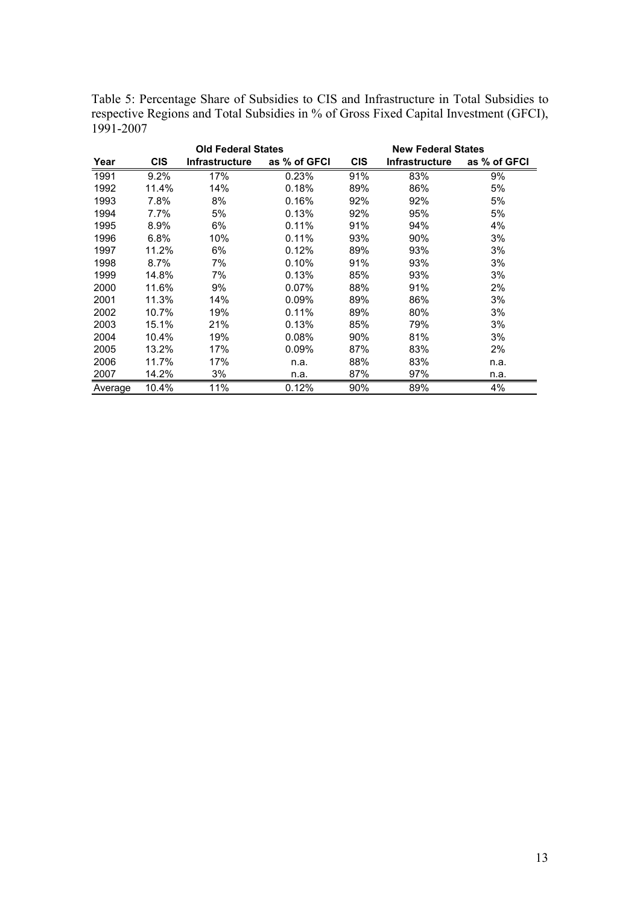Table 5: Percentage Share of Subsidies to CIS and Infrastructure in Total Subsidies to respective Regions and Total Subsidies in % of Gross Fixed Capital Investment (GFCI), 1991-2007

| | Old Federal States | | | New Federal States | | |
|---|---|---|---|---|---|---|
| **Year** | **CIS** | **Infrastructure** | **as % of GFCI** | **CIS** | **Infrastructure** | **as % of GFCI** |
| 1991 | 9.2% | 17% | 0.23% | 91% | 83% | 9% |
| 1992 | 11.4% | 14% | 0.18% | 89% | 86% | 5% |
| 1993 | 7.8% | 8% | 0.16% | 92% | 92% | 5% |
| 1994 | 7.7% | 5% | 0.13% | 92% | 95% | 5% |
| 1995 | 8.9% | 6% | 0.11% | 91% | 94% | 4% |
| 1996 | 6.8% | 10% | 0.11% | 93% | 90% | 3% |
| 1997 | 11.2% | 6% | 0.12% | 89% | 93% | 3% |
| 1998 | 8.7% | 7% | 0.10% | 91% | 93% | 3% |
| 1999 | 14.8% | 7% | 0.13% | 85% | 93% | 3% |
| 2000 | 11.6% | 9% | 0.07% | 88% | 91% | 2% |
| 2001 | 11.3% | 14% | 0.09% | 89% | 86% | 3% |
| 2002 | 10.7% | 19% | 0.11% | 89% | 80% | 3% |
| 2003 | 15.1% | 21% | 0.13% | 85% | 79% | 3% |
| 2004 | 10.4% | 19% | 0.08% | 90% | 81% | 3% |
| 2005 | 13.2% | 17% | 0.09% | 87% | 83% | 2% |
| 2006 | 11.7% | 17% | n.a. | 88% | 83% | n.a. |
| 2007 | 14.2% | 3% | n.a. | 87% | 97% | n.a. |
| Average | 10.4% | 11% | 0.12% | 90% | 89% | 4% |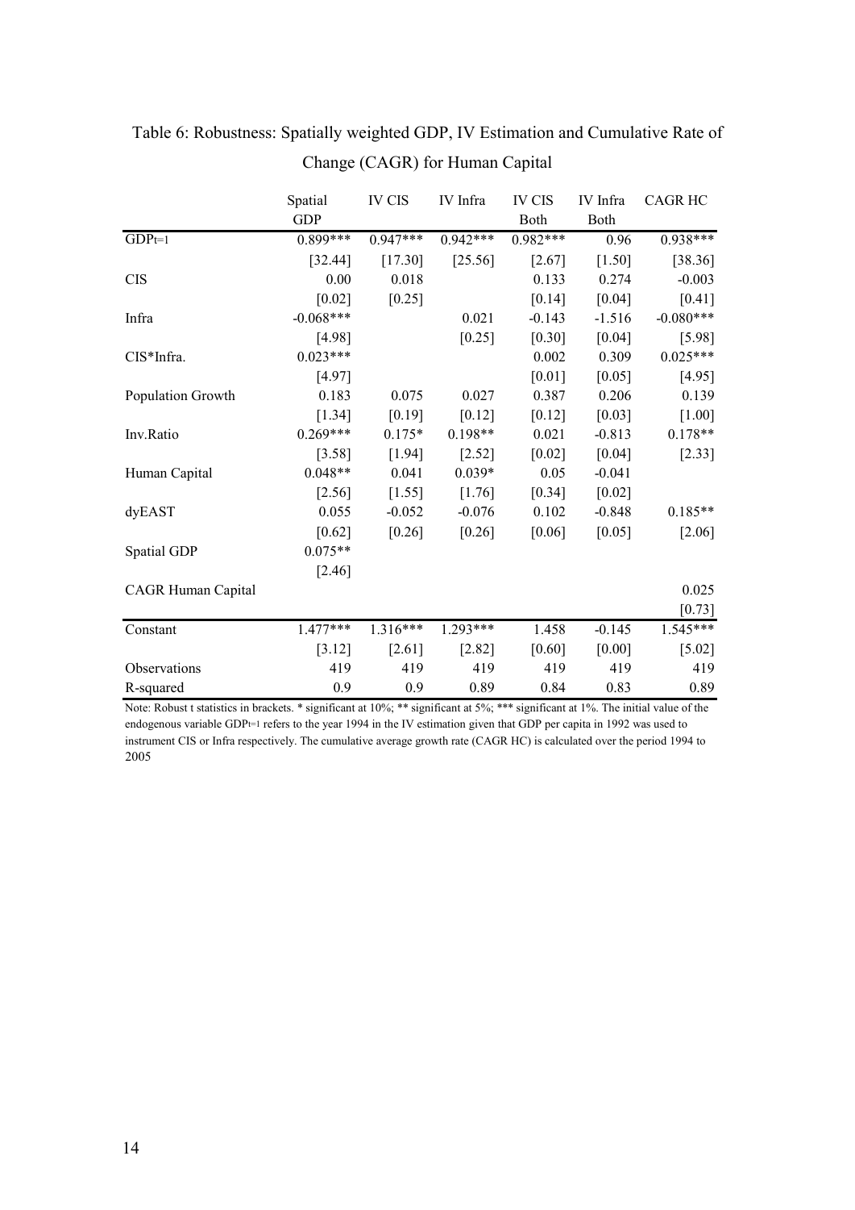Table 6: Robustness: Spatially weighted GDP, IV Estimation and Cumulative Rate of Change (CAGR) for Human Capital

| | Spatial GDP | IV CIS | IV Infra | IV CIS Both | IV Infra Both | CAGR HC |
|---|---|---|---|---|---|---|
| $GDP_{t=1}$ | 0.899*** | 0.947*** | 0.942*** | 0.982*** | 0.96 | 0.938*** |
| | [32.44] | [17.30] | [25.56] | [2.67] | [1.50] | [38.36] |
| CIS | 0.00 | 0.018 | | 0.133 | 0.274 | -0.003 |
| | [0.02] | [0.25] | | [0.14] | [0.04] | [0.41] |
| Infra | -0.068*** | | 0.021 | -0.143 | -1.516 | -0.080*** |
| | [4.98] | | [0.25] | [0.30] | [0.04] | [5.98] |
| CIS*Infra. | 0.023*** | | | 0.002 | 0.309 | 0.025*** |
| | [4.97] | | | [0.01] | [0.05] | [4.95] |
| Population Growth | 0.183 | 0.075 | 0.027 | 0.387 | 0.206 | 0.139 |
| | [1.34] | [0.19] | [0.12] | [0.12] | [0.03] | [1.00] |
| Inv.Ratio | 0.269*** | 0.175* | 0.198** | 0.021 | -0.813 | 0.178** |
| | [3.58] | [1.94] | [2.52] | [0.02] | [0.04] | [2.33] |
| Human Capital | 0.048** | 0.041 | 0.039* | 0.05 | -0.041 | |
| | [2.56] | [1.55] | [1.76] | [0.34] | [0.02] | |
| dyEAST | 0.055 | -0.052 | -0.076 | 0.102 | -0.848 | 0.185** |
| | [0.62] | [0.26] | [0.26] | [0.06] | [0.05] | [2.06] |
| Spatial GDP | 0.075** | | | | | |
| | [2.46] | | | | | |
| CAGR Human Capital | | | | | | 0.025 |
| | | | | | | [0.73] |
| Constant | 1.477*** | 1.316*** | 1.293*** | 1.458 | -0.145 | 1.545*** |
| | [3.12] | [2.61] | [2.82] | [0.60] | [0.00] | [5.02] |
| Observations | 419 | 419 | 419 | 419 | 419 | 419 |
| R-squared | 0.9 | 0.9 | 0.89 | 0.84 | 0.83 | 0.89 |

Note: Robust t statistics in brackets. * significant at 10%; ** significant at 5%; *** significant at 1%. The initial value of the endogenous variable $GDP_{t=1}$ refers to the year 1994 in the IV estimation given that GDP per capita in 1992 was used to instrument CIS or Infra respectively. The cumulative average growth rate (CAGR HC) is calculated over the period 1994 to 2005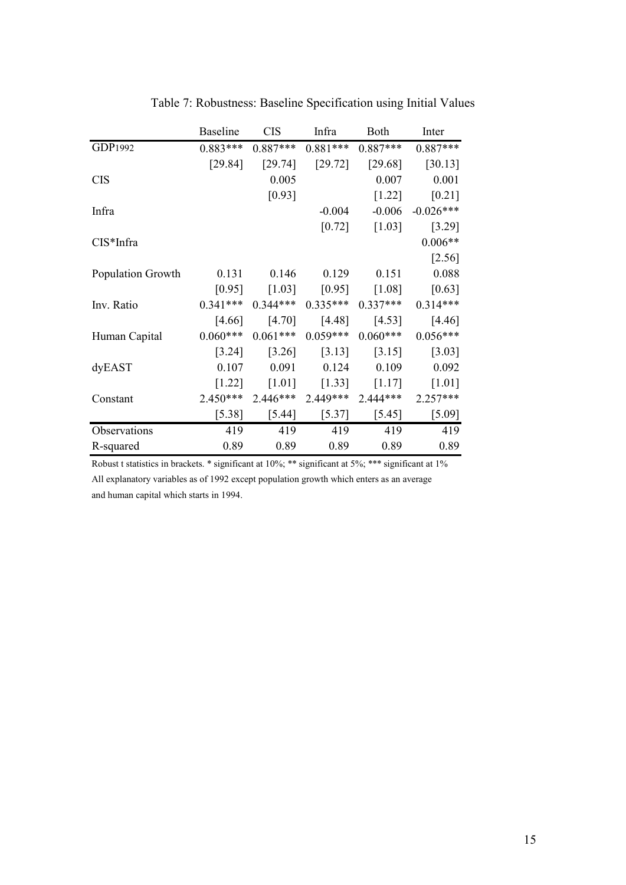Table 7: Robustness: Baseline Specification using Initial Values

| | Baseline | CIS | Infra | Both | Inter |
|---|---|---|---|---|---|
| GDP1992 | 0.883*** | 0.887*** | 0.881*** | 0.887*** | 0.887*** |
| | [29.84] | [29.74] | [29.72] | [29.68] | [30.13] |
| CIS | | 0.005 | | 0.007 | 0.001 |
| | | [0.93] | | [1.22] | [0.21] |
| Infra | | | -0.004 | -0.006 | -0.026*** |
| | | | [0.72] | [1.03] | [3.29] |
| CIS*Infra | | | | | 0.006** |
| | | | | | [2.56] |
| Population Growth | 0.131 | 0.146 | 0.129 | 0.151 | 0.088 |
| | [0.95] | [1.03] | [0.95] | [1.08] | [0.63] |
| Inv. Ratio | 0.341*** | 0.344*** | 0.335*** | 0.337*** | 0.314*** |
| | [4.66] | [4.70] | [4.48] | [4.53] | [4.46] |
| Human Capital | 0.060*** | 0.061*** | 0.059*** | 0.060*** | 0.056*** |
| | [3.24] | [3.26] | [3.13] | [3.15] | [3.03] |
| dyEAST | 0.107 | 0.091 | 0.124 | 0.109 | 0.092 |
| | [1.22] | [1.01] | [1.33] | [1.17] | [1.01] |
| Constant | 2.450*** | 2.446*** | 2.449*** | 2.444*** | 2.257*** |
| | [5.38] | [5.44] | [5.37] | [5.45] | [5.09] |
| Observations | 419 | 419 | 419 | 419 | 419 |
| R-squared | 0.89 | 0.89 | 0.89 | 0.89 | 0.89 |

Robust t statistics in brackets. * significant at 10%; ** significant at 5%; *** significant at 1%

All explanatory variables as of 1992 except population growth which enters as an average and human capital which starts in 1994.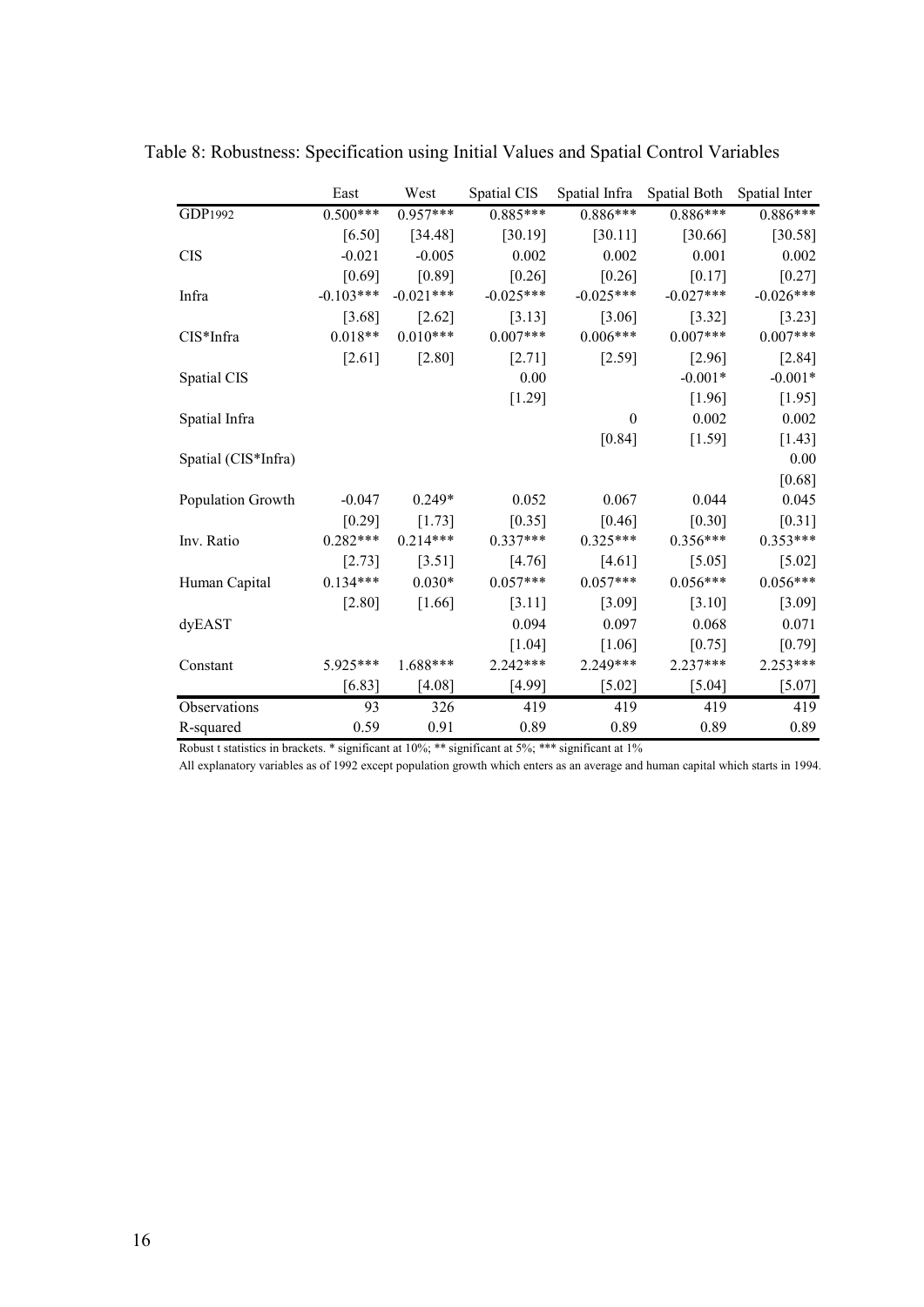Table 8: Robustness: Specification using Initial Values and Spatial Control Variables

| | East | West | Spatial CIS | Spatial Infra | Spatial Both | Spatial Inter |
|---|---|---|---|---|---|---|
| GDP1992 | 0.500*** | 0.957*** | 0.885*** | 0.886*** | 0.886*** | 0.886*** |
| | [6.50] | [34.48] | [30.19] | [30.11] | [30.66] | [30.58] |
| CIS | -0.021 | -0.005 | 0.002 | 0.002 | 0.001 | 0.002 |
| | [0.69] | [0.89] | [0.26] | [0.26] | [0.17] | [0.27] |
| Infra | -0.103*** | -0.021*** | -0.025*** | -0.025*** | -0.027*** | -0.026*** |
| | [3.68] | [2.62] | [3.13] | [3.06] | [3.32] | [3.23] |
| CIS*Infra | 0.018** | 0.010*** | 0.007*** | 0.006*** | 0.007*** | 0.007*** |
| | [2.61] | [2.80] | [2.71] | [2.59] | [2.96] | [2.84] |
| Spatial CIS | | | 0.00 | | -0.001* | -0.001* |
| | | | [1.29] | | [1.96] | [1.95] |
| Spatial Infra | | | | 0 | 0.002 | 0.002 |
| | | | | [0.84] | [1.59] | [1.43] |
| Spatial (CIS*Infra) | | | | | | 0.00 |
| | | | | | | [0.68] |
| Population Growth | -0.047 | 0.249* | 0.052 | 0.067 | 0.044 | 0.045 |
| | [0.29] | [1.73] | [0.35] | [0.46] | [0.30] | [0.31] |
| Inv. Ratio | 0.282*** | 0.214*** | 0.337*** | 0.325*** | 0.356*** | 0.353*** |
| | [2.73] | [3.51] | [4.76] | [4.61] | [5.05] | [5.02] |
| Human Capital | 0.134*** | 0.030* | 0.057*** | 0.057*** | 0.056*** | 0.056*** |
| | [2.80] | [1.66] | [3.11] | [3.09] | [3.10] | [3.09] |
| dyEAST | | | 0.094 | 0.097 | 0.068 | 0.071 |
| | | | [1.04] | [1.06] | [0.75] | [0.79] |
| Constant | 5.925*** | 1.688*** | 2.242*** | 2.249*** | 2.237*** | 2.253*** |
| | [6.83] | [4.08] | [4.99] | [5.02] | [5.04] | [5.07] |
| Observations | 93 | 326 | 419 | 419 | 419 | 419 |
| R-squared | 0.59 | 0.91 | 0.89 | 0.89 | 0.89 | 0.89 |

Robust t statistics in brackets. * significant at 10%; ** significant at 5%; *** significant at 1%

All explanatory variables as of 1992 except population growth which enters as an average and human capital which starts in 1994.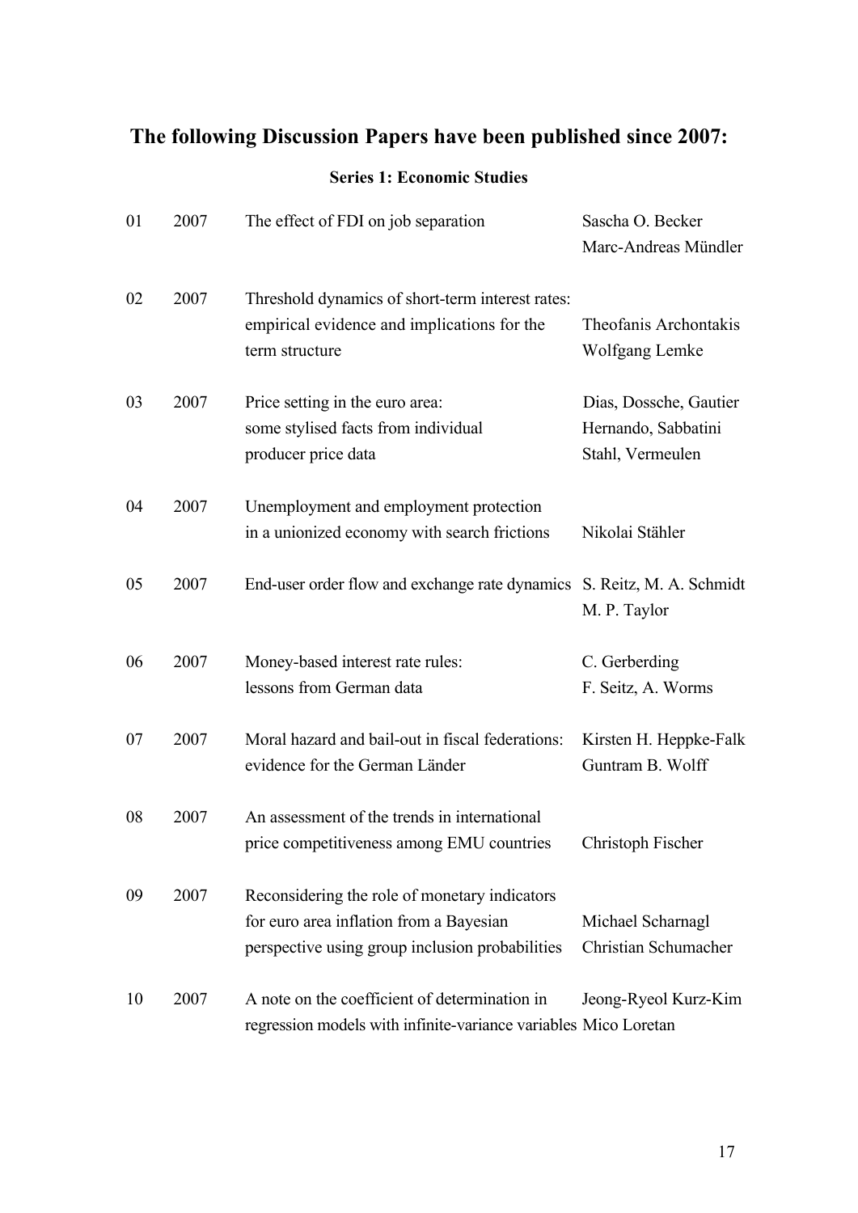## The following Discussion Papers have been published since 2007:

### Series 1: Economic Studies

| | | | |
|---|---|---|---|
| 01 | 2007 | The effect of FDI on job separation | Sascha O. Becker<br>Marc-Andreas Mündler |
| 02 | 2007 | Threshold dynamics of short-term interest rates: empirical evidence and implications for the term structure | Theofanis Archontakis<br>Wolfgang Lemke |
| 03 | 2007 | Price setting in the euro area: some stylised facts from individual producer price data | Dias, Dossche, Gautier<br>Hernando, Sabbatini<br>Stahl, Vermeulen |
| 04 | 2007 | Unemployment and employment protection in a unionized economy with search frictions | Nikolai Stähler |
| 05 | 2007 | End-user order flow and exchange rate dynamics | S. Reitz, M. A. Schmidt<br>M. P. Taylor |
| 06 | 2007 | Money-based interest rate rules: lessons from German data | C. Gerberding<br>F. Seitz, A. Worms |
| 07 | 2007 | Moral hazard and bail-out in fiscal federations: evidence for the German Länder | Kirsten H. Heppke-Falk<br>Guntram B. Wolff |
| 08 | 2007 | An assessment of the trends in international price competitiveness among EMU countries | Christoph Fischer |
| 09 | 2007 | Reconsidering the role of monetary indicators for euro area inflation from a Bayesian perspective using group inclusion probabilities | Michael Scharnagl<br>Christian Schumacher |
| 10 | 2007 | A note on the coefficient of determination in regression models with infinite-variance variables | Jeong-Ryeol Kurz-Kim<br>Mico Loretan |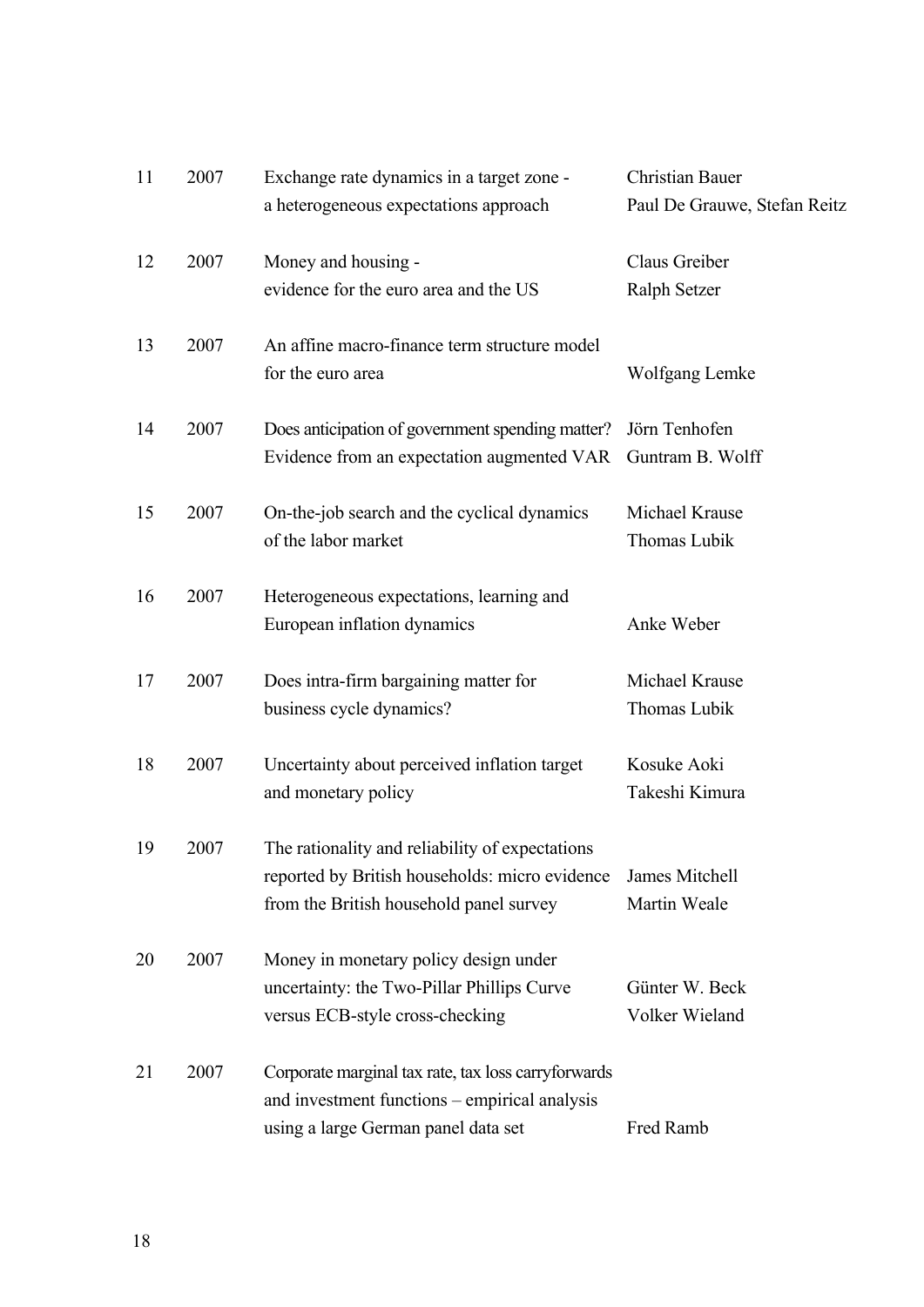| | | | |
|---|---|---|---|
| 11 | 2007 | Exchange rate dynamics in a target zone - a heterogeneous expectations approach | Christian Bauer, Paul De Grauwe, Stefan Reitz |
| 12 | 2007 | Money and housing - evidence for the euro area and the US | Claus Greiber, Ralph Setzer |
| 13 | 2007 | An affine macro-finance term structure model for the euro area | Wolfgang Lemke |
| 14 | 2007 | Does anticipation of government spending matter? Evidence from an expectation augmented VAR | Jörn Tenhofen, Guntram B. Wolff |
| 15 | 2007 | On-the-job search and the cyclical dynamics of the labor market | Michael Krause, Thomas Lubik |
| 16 | 2007 | Heterogeneous expectations, learning and European inflation dynamics | Anke Weber |
| 17 | 2007 | Does intra-firm bargaining matter for business cycle dynamics? | Michael Krause, Thomas Lubik |
| 18 | 2007 | Uncertainty about perceived inflation target and monetary policy | Kosuke Aoki, Takeshi Kimura |
| 19 | 2007 | The rationality and reliability of expectations reported by British households: micro evidence from the British household panel survey | James Mitchell, Martin Weale |
| 20 | 2007 | Money in monetary policy design under uncertainty: the Two-Pillar Phillips Curve versus ECB-style cross-checking | Günter W. Beck, Volker Wieland |
| 21 | 2007 | Corporate marginal tax rate, tax loss carryforwards and investment functions – empirical analysis using a large German panel data set | Fred Ramb |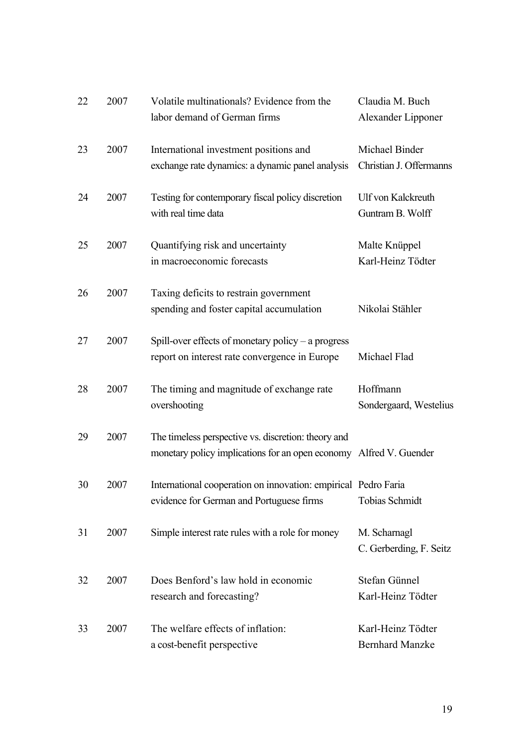| | | | |
|---|---|---|---|
| 22 | 2007 | Volatile multinationals? Evidence from the labor demand of German firms | Claudia M. Buch<br>Alexander Lipponer |
| 23 | 2007 | International investment positions and exchange rate dynamics: a dynamic panel analysis | Michael Binder<br>Christian J. Offermanns |
| 24 | 2007 | Testing for contemporary fiscal policy discretion with real time data | Ulf von Kalckreuth<br>Guntram B. Wolff |
| 25 | 2007 | Quantifying risk and uncertainty in macroeconomic forecasts | Malte Knüppel<br>Karl-Heinz Tödter |
| 26 | 2007 | Taxing deficits to restrain government spending and foster capital accumulation | Nikolai Stähler |
| 27 | 2007 | Spill-over effects of monetary policy – a progress report on interest rate convergence in Europe | Michael Flad |
| 28 | 2007 | The timing and magnitude of exchange rate overshooting | Hoffmann<br>Sondergaard, Westelius |
| 29 | 2007 | The timeless perspective vs. discretion: theory and monetary policy implications for an open economy | Alfred V. Guender |
| 30 | 2007 | International cooperation on innovation: empirical evidence for German and Portuguese firms | Pedro Faria<br>Tobias Schmidt |
| 31 | 2007 | Simple interest rate rules with a role for money | M. Scharnagl<br>C. Gerberding, F. Seitz |
| 32 | 2007 | Does Benford's law hold in economic research and forecasting? | Stefan Günnel<br>Karl-Heinz Tödter |
| 33 | 2007 | The welfare effects of inflation: a cost-benefit perspective | Karl-Heinz Tödter<br>Bernhard Manzke |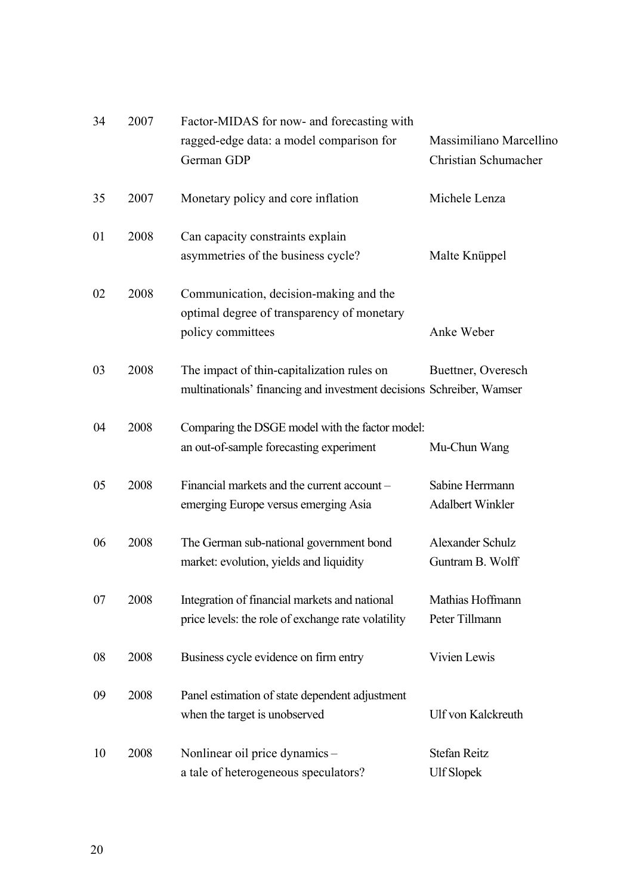| | | | |
|---|---|---|---|
| 34 | 2007 | Factor-MIDAS for now- and forecasting with ragged-edge data: a model comparison for German GDP | Massimiliano Marcellino Christian Schumacher |
| 35 | 2007 | Monetary policy and core inflation | Michele Lenza |
| 01 | 2008 | Can capacity constraints explain asymmetries of the business cycle? | Malte Knüppel |
| 02 | 2008 | Communication, decision-making and the optimal degree of transparency of monetary policy committees | Anke Weber |
| 03 | 2008 | The impact of thin-capitalization rules on multinationals' financing and investment decisions | Buettner, Overesch Schreiber, Wamser |
| 04 | 2008 | Comparing the DSGE model with the factor model: an out-of-sample forecasting experiment | Mu-Chun Wang |
| 05 | 2008 | Financial markets and the current account – emerging Europe versus emerging Asia | Sabine Herrmann Adalbert Winkler |
| 06 | 2008 | The German sub-national government bond market: evolution, yields and liquidity | Alexander Schulz Guntram B. Wolff |
| 07 | 2008 | Integration of financial markets and national price levels: the role of exchange rate volatility | Mathias Hoffmann Peter Tillmann |
| 08 | 2008 | Business cycle evidence on firm entry | Vivien Lewis |
| 09 | 2008 | Panel estimation of state dependent adjustment when the target is unobserved | Ulf von Kalckreuth |
| 10 | 2008 | Nonlinear oil price dynamics – a tale of heterogeneous speculators? | Stefan Reitz Ulf Slopek |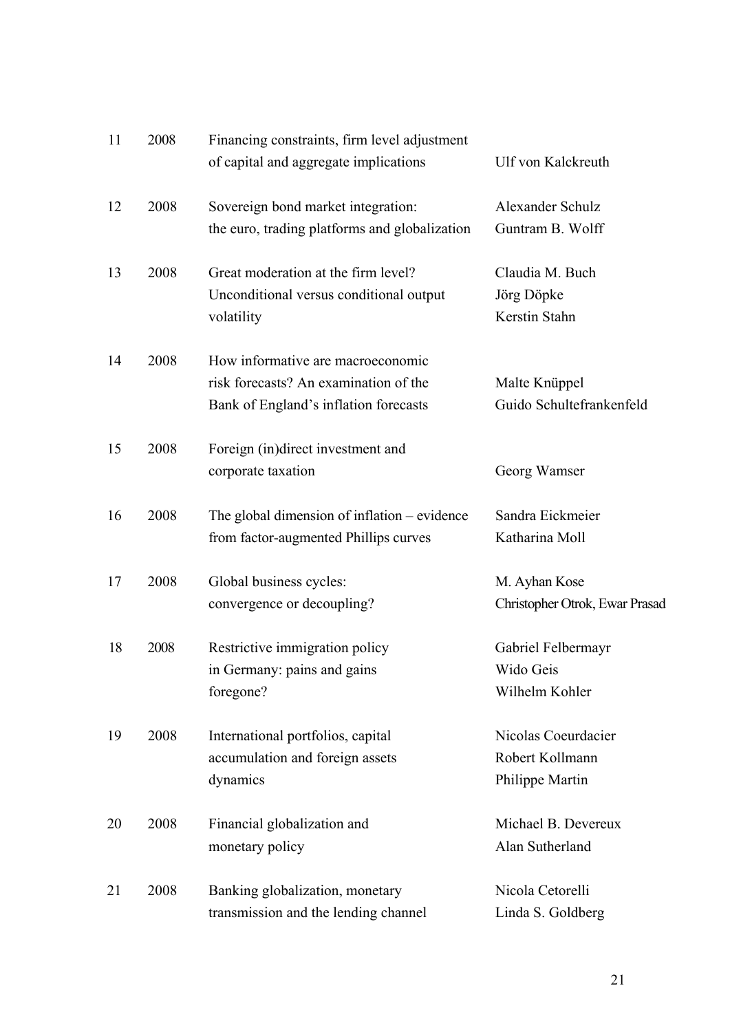| | | | |
|---|---|---|---|
| 11 | 2008 | Financing constraints, firm level adjustment of capital and aggregate implications | Ulf von Kalckreuth |
| 12 | 2008 | Sovereign bond market integration: the euro, trading platforms and globalization | Alexander Schulz<br>Guntram B. Wolff |
| 13 | 2008 | Great moderation at the firm level? Unconditional versus conditional output volatility | Claudia M. Buch<br>Jörg Döpke<br>Kerstin Stahn |
| 14 | 2008 | How informative are macroeconomic risk forecasts? An examination of the Bank of England's inflation forecasts | Malte Knüppel<br>Guido Schultefrankenfeld |
| 15 | 2008 | Foreign (in)direct investment and corporate taxation | Georg Wamser |
| 16 | 2008 | The global dimension of inflation – evidence from factor-augmented Phillips curves | Sandra Eickmeier<br>Katharina Moll |
| 17 | 2008 | Global business cycles: convergence or decoupling? | M. Ayhan Kose<br>Christopher Otrok, Ewar Prasad |
| 18 | 2008 | Restrictive immigration policy in Germany: pains and gains foregone? | Gabriel Felbermayr<br>Wido Geis<br>Wilhelm Kohler |
| 19 | 2008 | International portfolios, capital accumulation and foreign assets dynamics | Nicolas Coeurdacier<br>Robert Kollmann<br>Philippe Martin |
| 20 | 2008 | Financial globalization and monetary policy | Michael B. Devereux<br>Alan Sutherland |
| 21 | 2008 | Banking globalization, monetary transmission and the lending channel | Nicola Cetorelli<br>Linda S. Goldberg |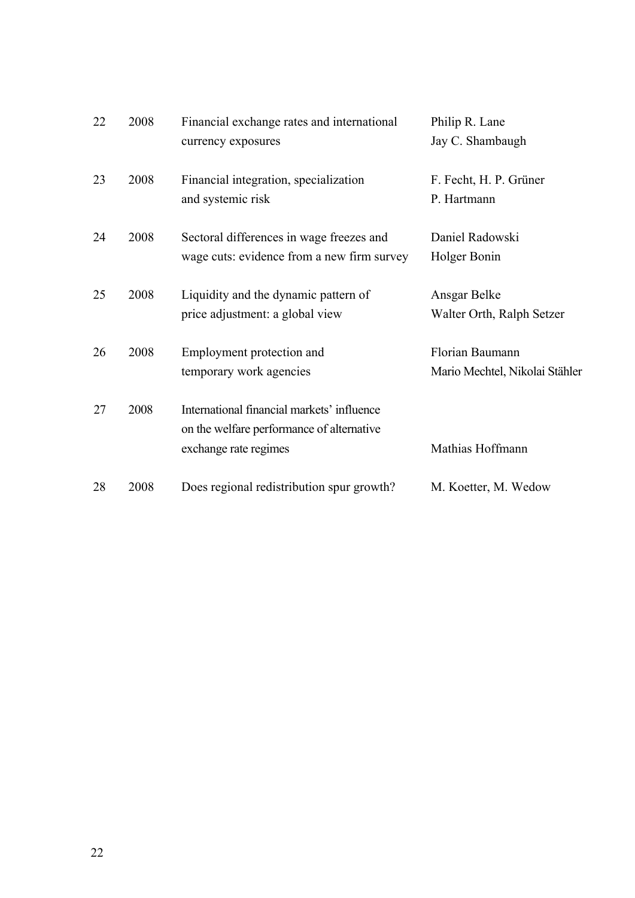| | | | |
|---|---|---|---|
| 22 | 2008 | Financial exchange rates and international currency exposures | Philip R. Lane<br>Jay C. Shambaugh |
| 23 | 2008 | Financial integration, specialization and systemic risk | F. Fecht, H. P. Grüner<br>P. Hartmann |
| 24 | 2008 | Sectoral differences in wage freezes and wage cuts: evidence from a new firm survey | Daniel Radowski<br>Holger Bonin |
| 25 | 2008 | Liquidity and the dynamic pattern of price adjustment: a global view | Ansgar Belke<br>Walter Orth, Ralph Setzer |
| 26 | 2008 | Employment protection and temporary work agencies | Florian Baumann<br>Mario Mechtel, Nikolai Stähler |
| 27 | 2008 | International financial markets' influence on the welfare performance of alternative exchange rate regimes | Mathias Hoffmann |
| 28 | 2008 | Does regional redistribution spur growth? | M. Koetter, M. Wedow |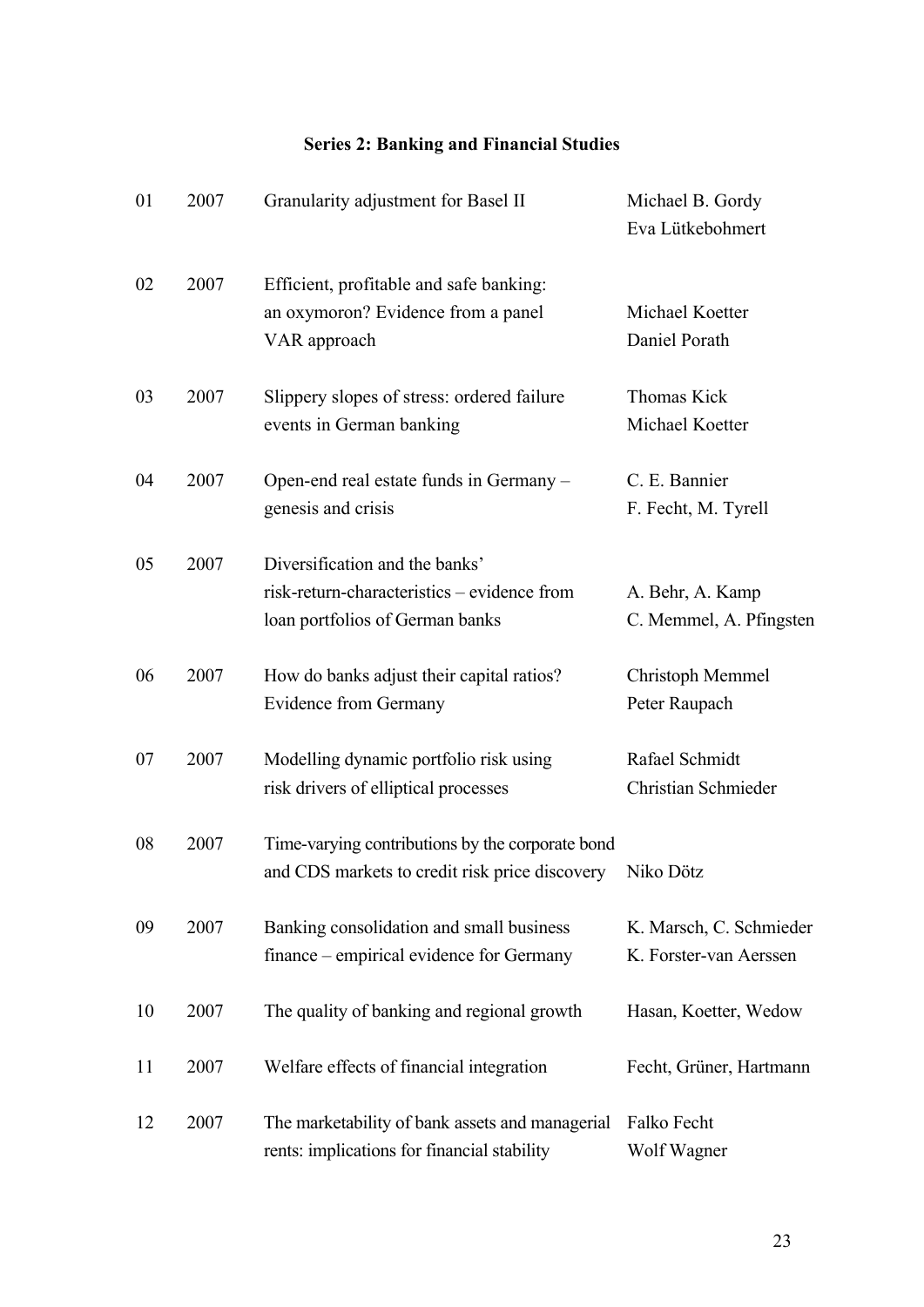**Series 2: Banking and Financial Studies**

| | | | |
|---|---|---|---|
| 01 | 2007 | Granularity adjustment for Basel II | Michael B. Gordy<br>Eva Lütkebohmert |
| 02 | 2007 | Efficient, profitable and safe banking: an oxymoron? Evidence from a panel VAR approach | Michael Koetter<br>Daniel Porath |
| 03 | 2007 | Slippery slopes of stress: ordered failure events in German banking | Thomas Kick<br>Michael Koetter |
| 04 | 2007 | Open-end real estate funds in Germany – genesis and crisis | C. E. Bannier<br>F. Fecht, M. Tyrell |
| 05 | 2007 | Diversification and the banks' risk-return-characteristics – evidence from loan portfolios of German banks | A. Behr, A. Kamp<br>C. Memmel, A. Pfingsten |
| 06 | 2007 | How do banks adjust their capital ratios? Evidence from Germany | Christoph Memmel<br>Peter Raupach |
| 07 | 2007 | Modelling dynamic portfolio risk using risk drivers of elliptical processes | Rafael Schmidt<br>Christian Schmieder |
| 08 | 2007 | Time-varying contributions by the corporate bond and CDS markets to credit risk price discovery | Niko Dötz |
| 09 | 2007 | Banking consolidation and small business finance – empirical evidence for Germany | K. Marsch, C. Schmieder<br>K. Forster-van Aerssen |
| 10 | 2007 | The quality of banking and regional growth | Hasan, Koetter, Wedow |
| 11 | 2007 | Welfare effects of financial integration | Fecht, Grüner, Hartmann |
| 12 | 2007 | The marketability of bank assets and managerial rents: implications for financial stability | Falko Fecht<br>Wolf Wagner |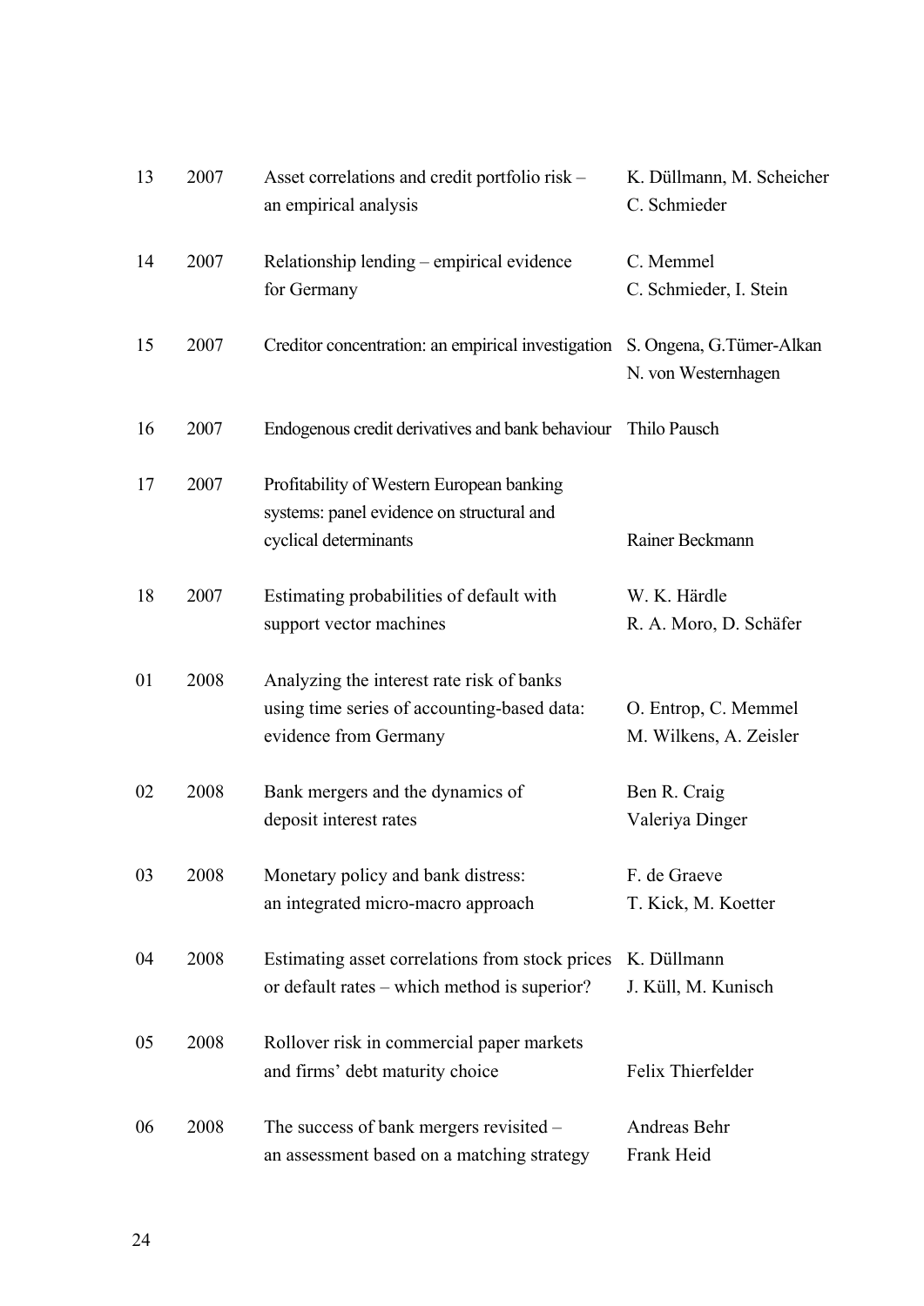| | | | |
|---|---|---|---|
| 13 | 2007 | Asset correlations and credit portfolio risk – an empirical analysis | K. Düllmann, M. Scheicher C. Schmieder |
| 14 | 2007 | Relationship lending – empirical evidence for Germany | C. Memmel C. Schmieder, I. Stein |
| 15 | 2007 | Creditor concentration: an empirical investigation | S. Ongena, G.Tümer-Alkan N. von Westernhagen |
| 16 | 2007 | Endogenous credit derivatives and bank behaviour | Thilo Pausch |
| 17 | 2007 | Profitability of Western European banking systems: panel evidence on structural and cyclical determinants | Rainer Beckmann |
| 18 | 2007 | Estimating probabilities of default with support vector machines | W. K. Härdle R. A. Moro, D. Schäfer |
| 01 | 2008 | Analyzing the interest rate risk of banks using time series of accounting-based data: evidence from Germany | O. Entrop, C. Memmel M. Wilkens, A. Zeisler |
| 02 | 2008 | Bank mergers and the dynamics of deposit interest rates | Ben R. Craig Valeriya Dinger |
| 03 | 2008 | Monetary policy and bank distress: an integrated micro-macro approach | F. de Graeve T. Kick, M. Koetter |
| 04 | 2008 | Estimating asset correlations from stock prices or default rates – which method is superior? | K. Düllmann J. Küll, M. Kunisch |
| 05 | 2008 | Rollover risk in commercial paper markets and firms' debt maturity choice | Felix Thierfelder |
| 06 | 2008 | The success of bank mergers revisited – an assessment based on a matching strategy | Andreas Behr Frank Heid |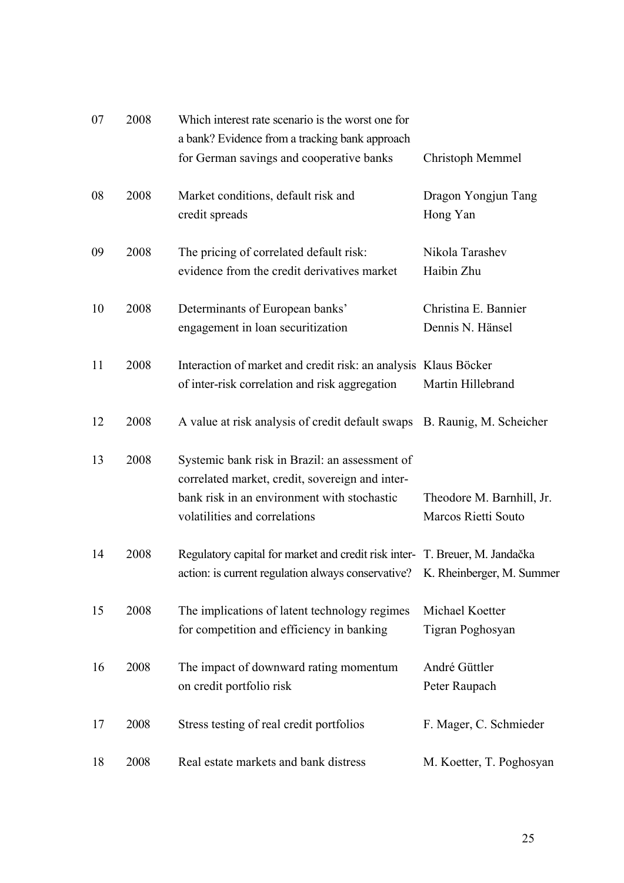| | | | |
|---|---|---|---|
| 07 | 2008 | Which interest rate scenario is the worst one for a bank? Evidence from a tracking bank approach for German savings and cooperative banks | Christoph Memmel |
| 08 | 2008 | Market conditions, default risk and credit spreads | Dragon Yongjun Tang<br>Hong Yan |
| 09 | 2008 | The pricing of correlated default risk: evidence from the credit derivatives market | Nikola Tarashev<br>Haibin Zhu |
| 10 | 2008 | Determinants of European banks' engagement in loan securitization | Christina E. Bannier<br>Dennis N. Hänsel |
| 11 | 2008 | Interaction of market and credit risk: an analysis of inter-risk correlation and risk aggregation | Klaus Böcker<br>Martin Hillebrand |
| 12 | 2008 | A value at risk analysis of credit default swaps | B. Raunig, M. Scheicher |
| 13 | 2008 | Systemic bank risk in Brazil: an assessment of correlated market, credit, sovereign and inter-bank risk in an environment with stochastic volatilities and correlations | Theodore M. Barnhill, Jr.<br>Marcos Rietti Souto |
| 14 | 2008 | Regulatory capital for market and credit risk inter-action: is current regulation always conservative? | T. Breuer, M. Jandačka<br>K. Rheinberger, M. Summer |
| 15 | 2008 | The implications of latent technology regimes for competition and efficiency in banking | Michael Koetter<br>Tigran Poghosyan |
| 16 | 2008 | The impact of downward rating momentum on credit portfolio risk | André Güttler<br>Peter Raupach |
| 17 | 2008 | Stress testing of real credit portfolios | F. Mager, C. Schmieder |
| 18 | 2008 | Real estate markets and bank distress | M. Koetter, T. Poghosyan |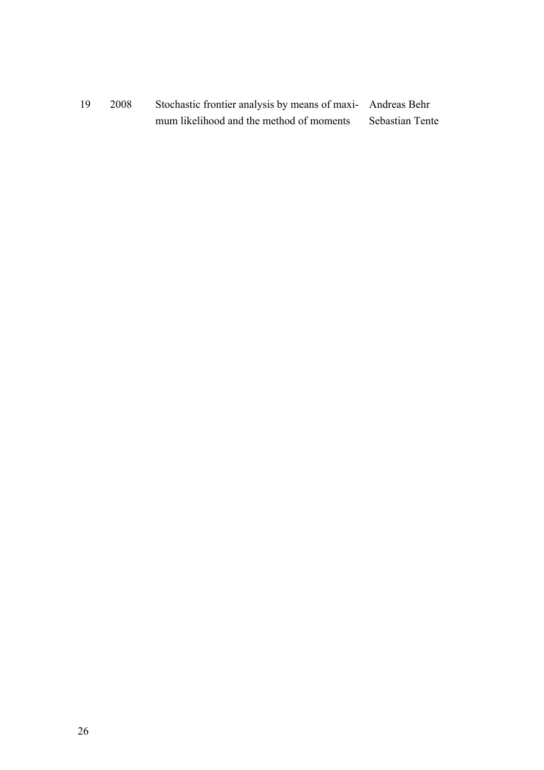| | | | |
|---|---|---|---|
| 19 | 2008 | Stochastic frontier analysis by means of maximum likelihood and the method of moments | Andreas Behr<br>Sebastian Tente |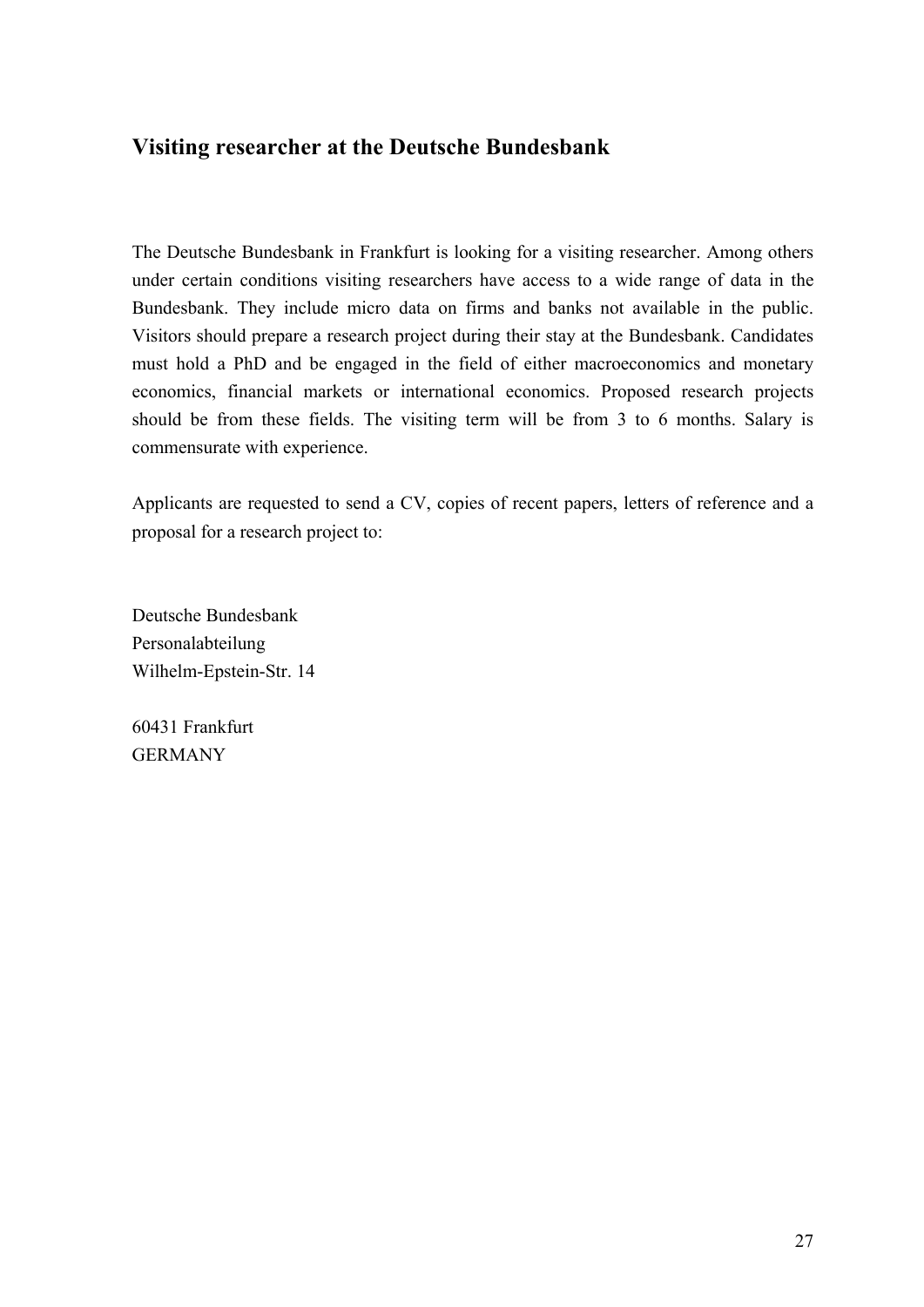## Visiting researcher at the Deutsche Bundesbank

The Deutsche Bundesbank in Frankfurt is looking for a visiting researcher. Among others under certain conditions visiting researchers have access to a wide range of data in the Bundesbank. They include micro data on firms and banks not available in the public. Visitors should prepare a research project during their stay at the Bundesbank. Candidates must hold a PhD and be engaged in the field of either macroeconomics and monetary economics, financial markets or international economics. Proposed research projects should be from these fields. The visiting term will be from 3 to 6 months. Salary is commensurate with experience.

Applicants are requested to send a CV, copies of recent papers, letters of reference and a proposal for a research project to:

Deutsche Bundesbank
Personalabteilung
Wilhelm-Epstein-Str. 14

60431 Frankfurt
GERMANY